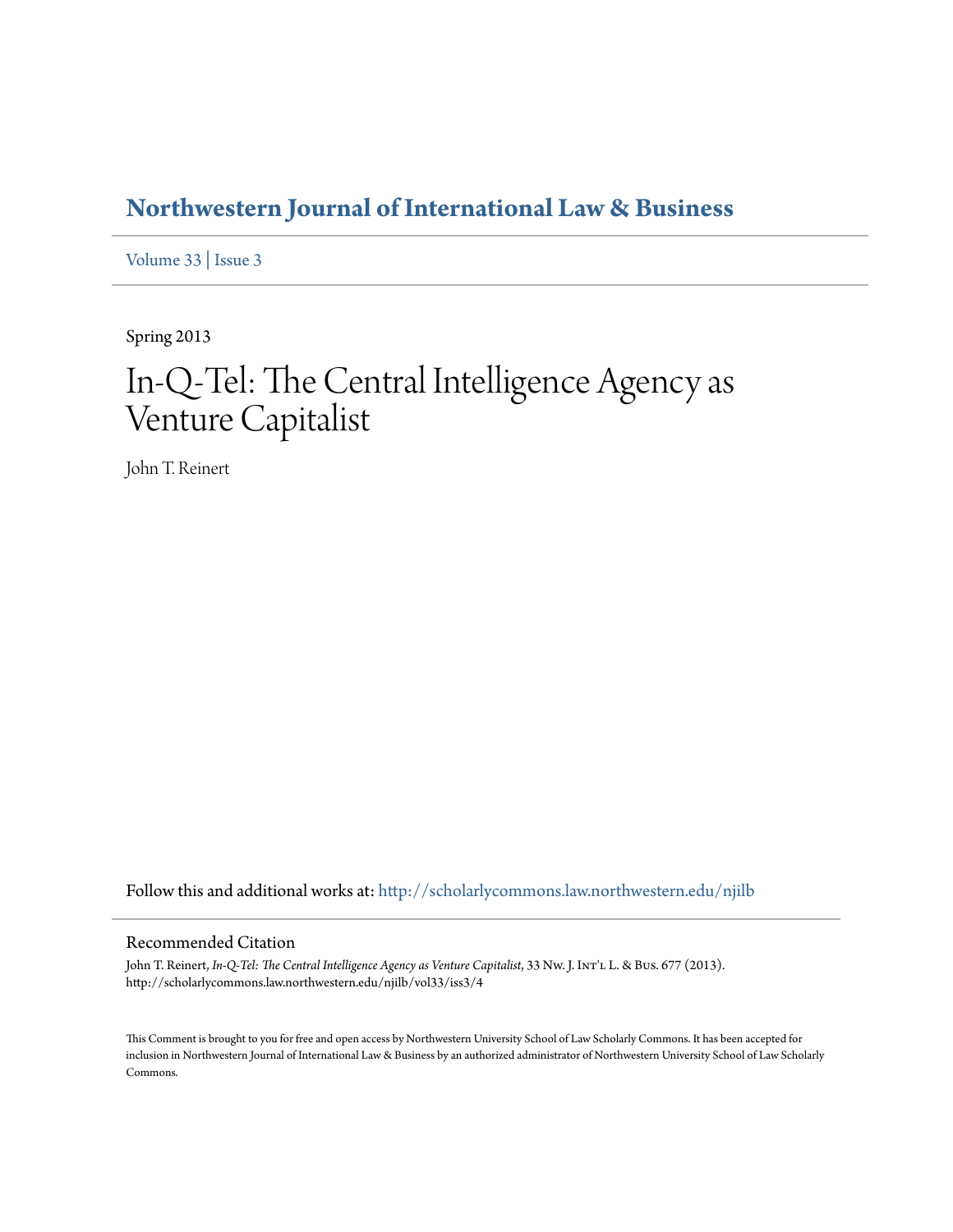# Northwestern Journal of International Law & Business

Volume 33 | Issue 3

Spring 2013

# In-Q-Tel: The Central Intelligence Agency as Venture Capitalist

John T. Reinert

Follow this and additional works at: http://scholarlycommons.law.northwestern.edu/njilb

## Recommended Citation

John T. Reinert, *In-Q-Tel: The Central Intelligence Agency as Venture Capitalist*, 33 Nw. J. Int'l L. & Bus. 677 (2013). http://scholarlycommons.law.northwestern.edu/njilb/vol33/iss3/4

This Comment is brought to you for free and open access by Northwestern University School of Law Scholarly Commons. It has been accepted for inclusion in Northwestern Journal of International Law & Business by an authorized administrator of Northwestern University School of Law Scholarly Commons.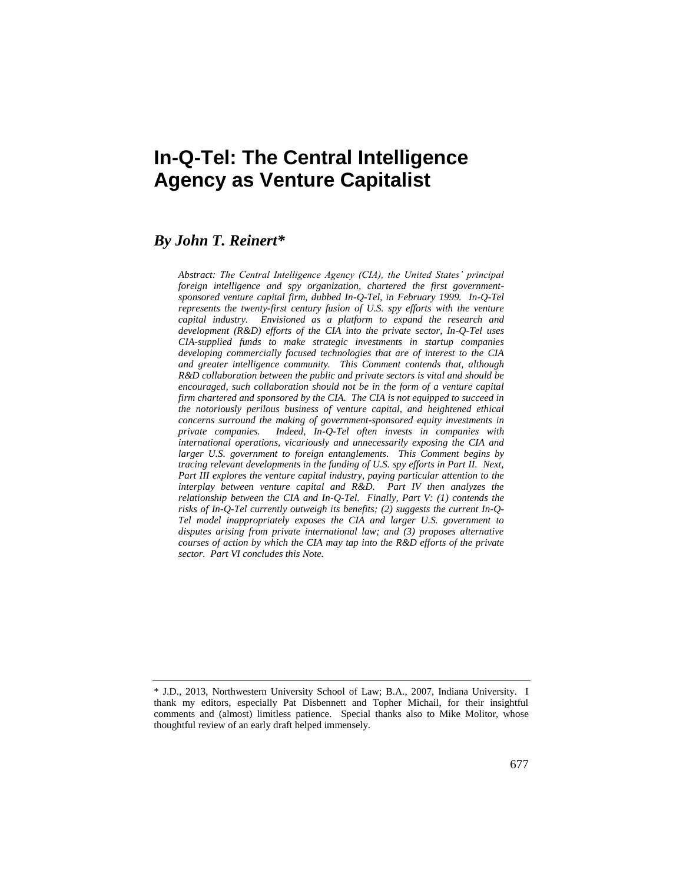# In-Q-Tel: The Central Intelligence Agency as Venture Capitalist

## *By John T. Reinert**

*Abstract: The Central Intelligence Agency (CIA), the United States' principal foreign intelligence and spy organization, chartered the first government-sponsored venture capital firm, dubbed In-Q-Tel, in February 1999. In-Q-Tel represents the twenty-first century fusion of U.S. spy efforts with the venture capital industry. Envisioned as a platform to expand the research and development (R&D) efforts of the CIA into the private sector, In-Q-Tel uses CIA-supplied funds to make strategic investments in startup companies developing commercially focused technologies that are of interest to the CIA and greater intelligence community. This Comment contends that, although R&D collaboration between the public and private sectors is vital and should be encouraged, such collaboration should not be in the form of a venture capital firm chartered and sponsored by the CIA. The CIA is not equipped to succeed in the notoriously perilous business of venture capital, and heightened ethical concerns surround the making of government-sponsored equity investments in private companies. Indeed, In-Q-Tel often invests in companies with international operations, vicariously and unnecessarily exposing the CIA and larger U.S. government to foreign entanglements. This Comment begins by tracing relevant developments in the funding of U.S. spy efforts in Part II. Next, Part III explores the venture capital industry, paying particular attention to the interplay between venture capital and R&D. Part IV then analyzes the relationship between the CIA and In-Q-Tel. Finally, Part V: (1) contends the risks of In-Q-Tel currently outweigh its benefits; (2) suggests the current In-Q-Tel model inappropriately exposes the CIA and larger U.S. government to disputes arising from private international law; and (3) proposes alternative courses of action by which the CIA may tap into the R&D efforts of the private sector. Part VI concludes this Note.*

---

\* J.D., 2013, Northwestern University School of Law; B.A., 2007, Indiana University. I thank my editors, especially Pat Disbennett and Topher Michail, for their insightful comments and (almost) limitless patience. Special thanks also to Mike Molitor, whose thoughtful review of an early draft helped immensely.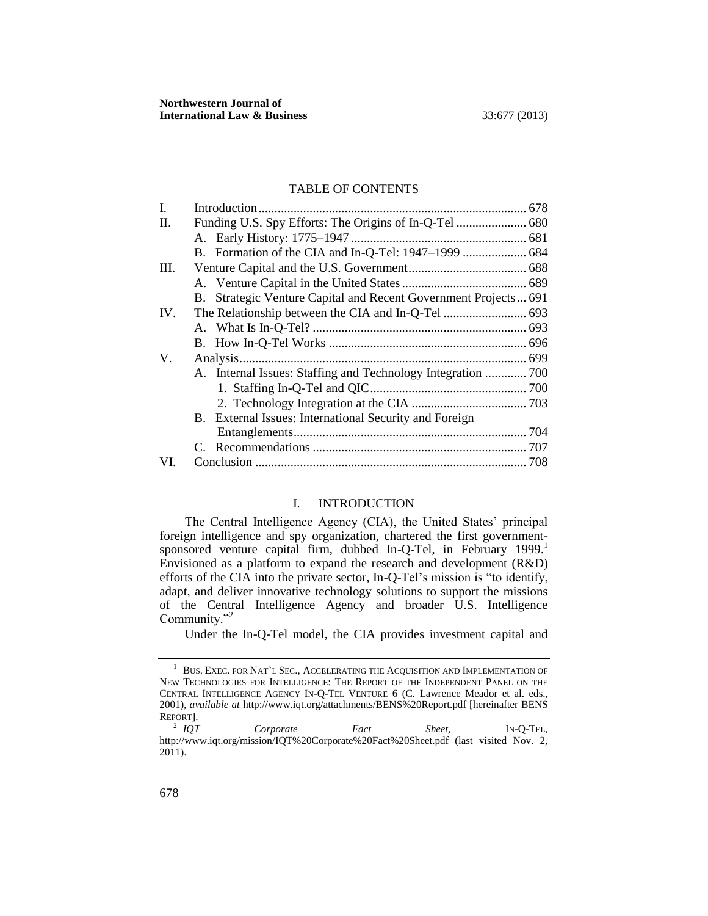## TABLE OF CONTENTS

I. Introduction .................................................................................... 678
II. Funding U.S. Spy Efforts: The Origins of In-Q-Tel ...................... 680
  A. Early History: 1775–1947 ....................................................... 681
  B. Formation of the CIA and In-Q-Tel: 1947–1999 .................... 684
III. Venture Capital and the U.S. Government ..................................... 688
  A. Venture Capital in the United States ....................................... 689
  B. Strategic Venture Capital and Recent Government Projects ... 691
IV. The Relationship between the CIA and In-Q-Tel .......................... 693
  A. What Is In-Q-Tel? ................................................................... 693
  B. How In-Q-Tel Works .............................................................. 696
V. Analysis .......................................................................................... 699
  A. Internal Issues: Staffing and Technology Integration ............. 700
    1. Staffing In-Q-Tel and QIC ................................................. 700
    2. Technology Integration at the CIA .................................... 703
  B. External Issues: International Security and Foreign Entanglements ......................................................................... 704
  C. Recommendations ................................................................... 707
VI. Conclusion ..................................................................................... 708

# I. INTRODUCTION

The Central Intelligence Agency (CIA), the United States' principal foreign intelligence and spy organization, chartered the first government-sponsored venture capital firm, dubbed In-Q-Tel, in February 1999.[1] Envisioned as a platform to expand the research and development (R&D) efforts of the CIA into the private sector, In-Q-Tel's mission is "to identify, adapt, and deliver innovative technology solutions to support the missions of the Central Intelligence Agency and broader U.S. Intelligence Community."[2]

Under the In-Q-Tel model, the CIA provides investment capital and

---

[1] BUS. EXEC. FOR NAT'L SEC., ACCELERATING THE ACQUISITION AND IMPLEMENTATION OF NEW TECHNOLOGIES FOR INTELLIGENCE: THE REPORT OF THE INDEPENDENT PANEL ON THE CENTRAL INTELLIGENCE AGENCY IN-Q-TEL VENTURE 6 (C. Lawrence Meador et al. eds., 2001), *available at* http://www.iqt.org/attachments/BENS%20Report.pdf [hereinafter BENS REPORT].

[2] *IQT Corporate Fact Sheet*, IN-Q-TEL, http://www.iqt.org/mission/IQT%20Corporate%20Fact%20Sheet.pdf (last visited Nov. 2, 2011).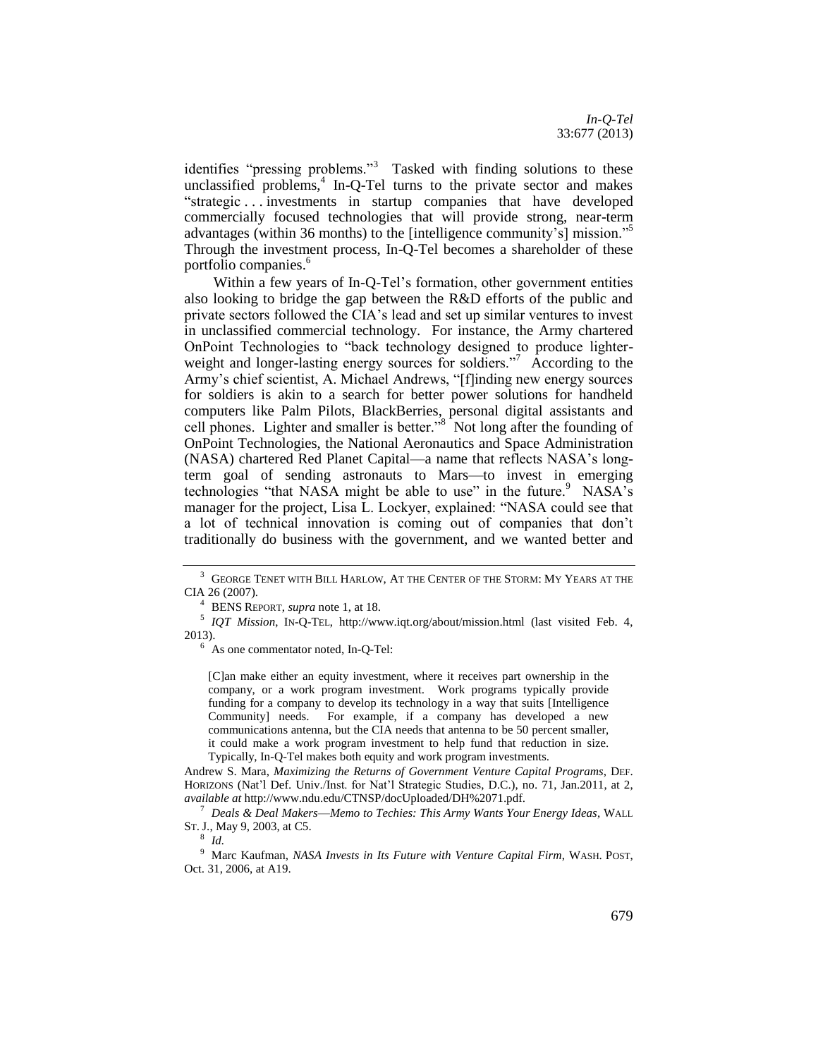identifies "pressing problems."[3] Tasked with finding solutions to these unclassified problems,[4] In-Q-Tel turns to the private sector and makes "strategic . . . investments in startup companies that have developed commercially focused technologies that will provide strong, near-term advantages (within 36 months) to the [intelligence community's] mission."[5] Through the investment process, In-Q-Tel becomes a shareholder of these portfolio companies.[6]

Within a few years of In-Q-Tel's formation, other government entities also looking to bridge the gap between the R&D efforts of the public and private sectors followed the CIA's lead and set up similar ventures to invest in unclassified commercial technology. For instance, the Army chartered OnPoint Technologies to "back technology designed to produce lighter-weight and longer-lasting energy sources for soldiers."[7] According to the Army's chief scientist, A. Michael Andrews, "[f]inding new energy sources for soldiers is akin to a search for better power solutions for handheld computers like Palm Pilots, BlackBerries, personal digital assistants and cell phones. Lighter and smaller is better."[8] Not long after the founding of OnPoint Technologies, the National Aeronautics and Space Administration (NASA) chartered Red Planet Capital—a name that reflects NASA's long-term goal of sending astronauts to Mars—to invest in emerging technologies "that NASA might be able to use" in the future.[9] NASA's manager for the project, Lisa L. Lockyer, explained: "NASA could see that a lot of technical innovation is coming out of companies that don't traditionally do business with the government, and we wanted better and

---

[3] GEORGE TENET WITH BILL HARLOW, AT THE CENTER OF THE STORM: MY YEARS AT THE CIA 26 (2007).

[4] BENS REPORT, *supra* note 1, at 18.

[5] *IQT Mission*, IN-Q-TEL, http://www.iqt.org/about/mission.html (last visited Feb. 4, 2013).

[6] As one commentator noted, In-Q-Tel:

> [C]an make either an equity investment, where it receives part ownership in the company, or a work program investment. Work programs typically provide funding for a company to develop its technology in a way that suits [Intelligence Community] needs. For example, if a company has developed a new communications antenna, but the CIA needs that antenna to be 50 percent smaller, it could make a work program investment to help fund that reduction in size. Typically, In-Q-Tel makes both equity and work program investments.

Andrew S. Mara, *Maximizing the Returns of Government Venture Capital Programs*, DEF. HORIZONS (Nat'l Def. Univ./Inst. for Nat'l Strategic Studies, D.C.), no. 71, Jan.2011, at 2, *available at* http://www.ndu.edu/CTNSP/docUploaded/DH%2071.pdf.

[7] *Deals & Deal Makers—Memo to Techies: This Army Wants Your Energy Ideas*, WALL ST. J., May 9, 2003, at C5.

[8] *Id.*

[9] Marc Kaufman, *NASA Invests in Its Future with Venture Capital Firm*, WASH. POST, Oct. 31, 2006, at A19.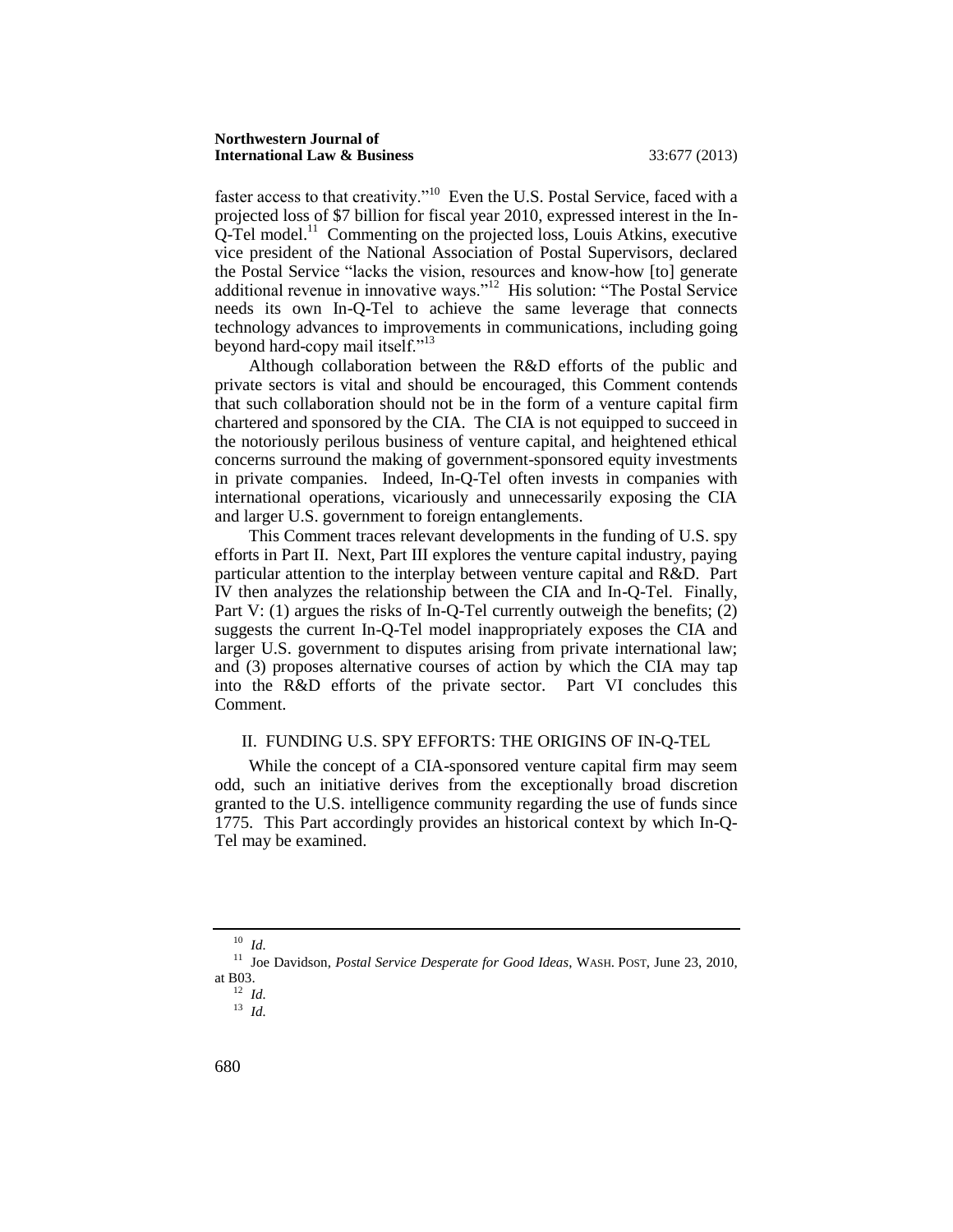faster access to that creativity."[10] Even the U.S. Postal Service, faced with a projected loss of $7 billion for fiscal year 2010, expressed interest in the In-Q-Tel model.[11] Commenting on the projected loss, Louis Atkins, executive vice president of the National Association of Postal Supervisors, declared the Postal Service "lacks the vision, resources and know-how [to] generate additional revenue in innovative ways."[12] His solution: "The Postal Service needs its own In-Q-Tel to achieve the same leverage that connects technology advances to improvements in communications, including going beyond hard-copy mail itself."[13]

Although collaboration between the R&D efforts of the public and private sectors is vital and should be encouraged, this Comment contends that such collaboration should not be in the form of a venture capital firm chartered and sponsored by the CIA. The CIA is not equipped to succeed in the notoriously perilous business of venture capital, and heightened ethical concerns surround the making of government-sponsored equity investments in private companies. Indeed, In-Q-Tel often invests in companies with international operations, vicariously and unnecessarily exposing the CIA and larger U.S. government to foreign entanglements.

This Comment traces relevant developments in the funding of U.S. spy efforts in Part II. Next, Part III explores the venture capital industry, paying particular attention to the interplay between venture capital and R&D. Part IV then analyzes the relationship between the CIA and In-Q-Tel. Finally, Part V: (1) argues the risks of In-Q-Tel currently outweigh the benefits; (2) suggests the current In-Q-Tel model inappropriately exposes the CIA and larger U.S. government to disputes arising from private international law; and (3) proposes alternative courses of action by which the CIA may tap into the R&D efforts of the private sector. Part VI concludes this Comment.

## II. FUNDING U.S. SPY EFFORTS: THE ORIGINS OF IN-Q-TEL

While the concept of a CIA-sponsored venture capital firm may seem odd, such an initiative derives from the exceptionally broad discretion granted to the U.S. intelligence community regarding the use of funds since 1775. This Part accordingly provides an historical context by which In-Q-Tel may be examined.

---

[10] *Id.*

[11] Joe Davidson, *Postal Service Desperate for Good Ideas*, WASH. POST, June 23, 2010, at B03.

[12] *Id.*

[13] *Id.*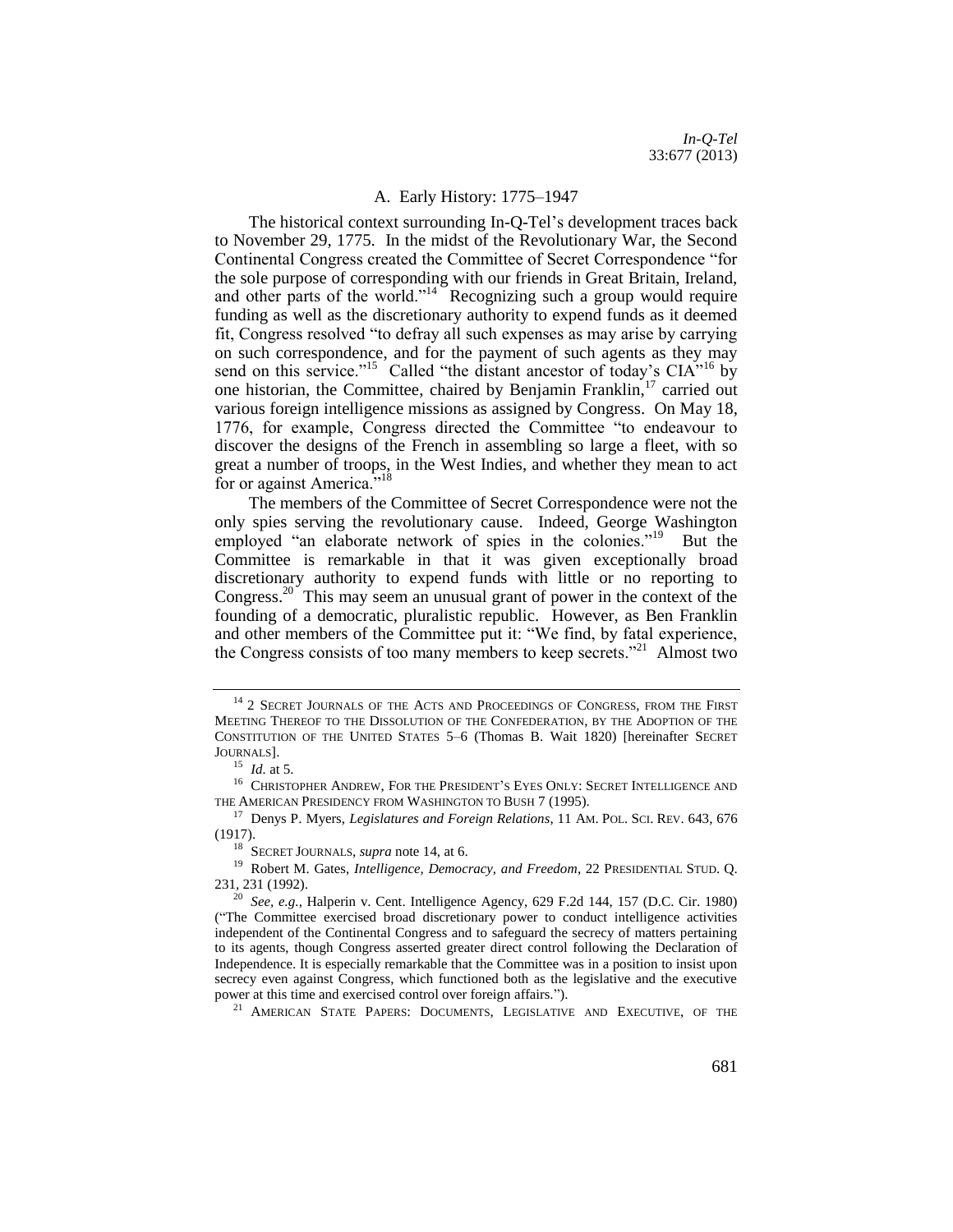### A. Early History: 1775–1947

The historical context surrounding In-Q-Tel's development traces back to November 29, 1775. In the midst of the Revolutionary War, the Second Continental Congress created the Committee of Secret Correspondence "for the sole purpose of corresponding with our friends in Great Britain, Ireland, and other parts of the world."[14] Recognizing such a group would require funding as well as the discretionary authority to expend funds as it deemed fit, Congress resolved "to defray all such expenses as may arise by carrying on such correspondence, and for the payment of such agents as they may send on this service."[15] Called "the distant ancestor of today's CIA"[16] by one historian, the Committee, chaired by Benjamin Franklin,[17] carried out various foreign intelligence missions as assigned by Congress. On May 18, 1776, for example, Congress directed the Committee "to endeavour to discover the designs of the French in assembling so large a fleet, with so great a number of troops, in the West Indies, and whether they mean to act for or against America."[18]

The members of the Committee of Secret Correspondence were not the only spies serving the revolutionary cause. Indeed, George Washington employed "an elaborate network of spies in the colonies."[19] But the Committee is remarkable in that it was given exceptionally broad discretionary authority to expend funds with little or no reporting to Congress.[20] This may seem an unusual grant of power in the context of the founding of a democratic, pluralistic republic. However, as Ben Franklin and other members of the Committee put it: "We find, by fatal experience, the Congress consists of too many members to keep secrets."[21] Almost two

---

[14] 2 SECRET JOURNALS OF THE ACTS AND PROCEEDINGS OF CONGRESS, FROM THE FIRST MEETING THEREOF TO THE DISSOLUTION OF THE CONFEDERATION, BY THE ADOPTION OF THE CONSTITUTION OF THE UNITED STATES 5–6 (Thomas B. Wait 1820) [hereinafter SECRET JOURNALS].

[15] *Id.* at 5.

[16] CHRISTOPHER ANDREW, FOR THE PRESIDENT'S EYES ONLY: SECRET INTELLIGENCE AND THE AMERICAN PRESIDENCY FROM WASHINGTON TO BUSH 7 (1995).

[17] Denys P. Myers, *Legislatures and Foreign Relations*, 11 AM. POL. SCI. REV. 643, 676 (1917).

[18] SECRET JOURNALS, *supra* note 14, at 6.

[19] Robert M. Gates, *Intelligence, Democracy, and Freedom*, 22 PRESIDENTIAL STUD. Q. 231, 231 (1992).

[20] *See, e.g.*, Halperin v. Cent. Intelligence Agency, 629 F.2d 144, 157 (D.C. Cir. 1980) ("The Committee exercised broad discretionary power to conduct intelligence activities independent of the Continental Congress and to safeguard the secrecy of matters pertaining to its agents, though Congress asserted greater direct control following the Declaration of Independence. It is especially remarkable that the Committee was in a position to insist upon secrecy even against Congress, which functioned both as the legislative and the executive power at this time and exercised control over foreign affairs.").

[21] AMERICAN STATE PAPERS: DOCUMENTS, LEGISLATIVE AND EXECUTIVE, OF THE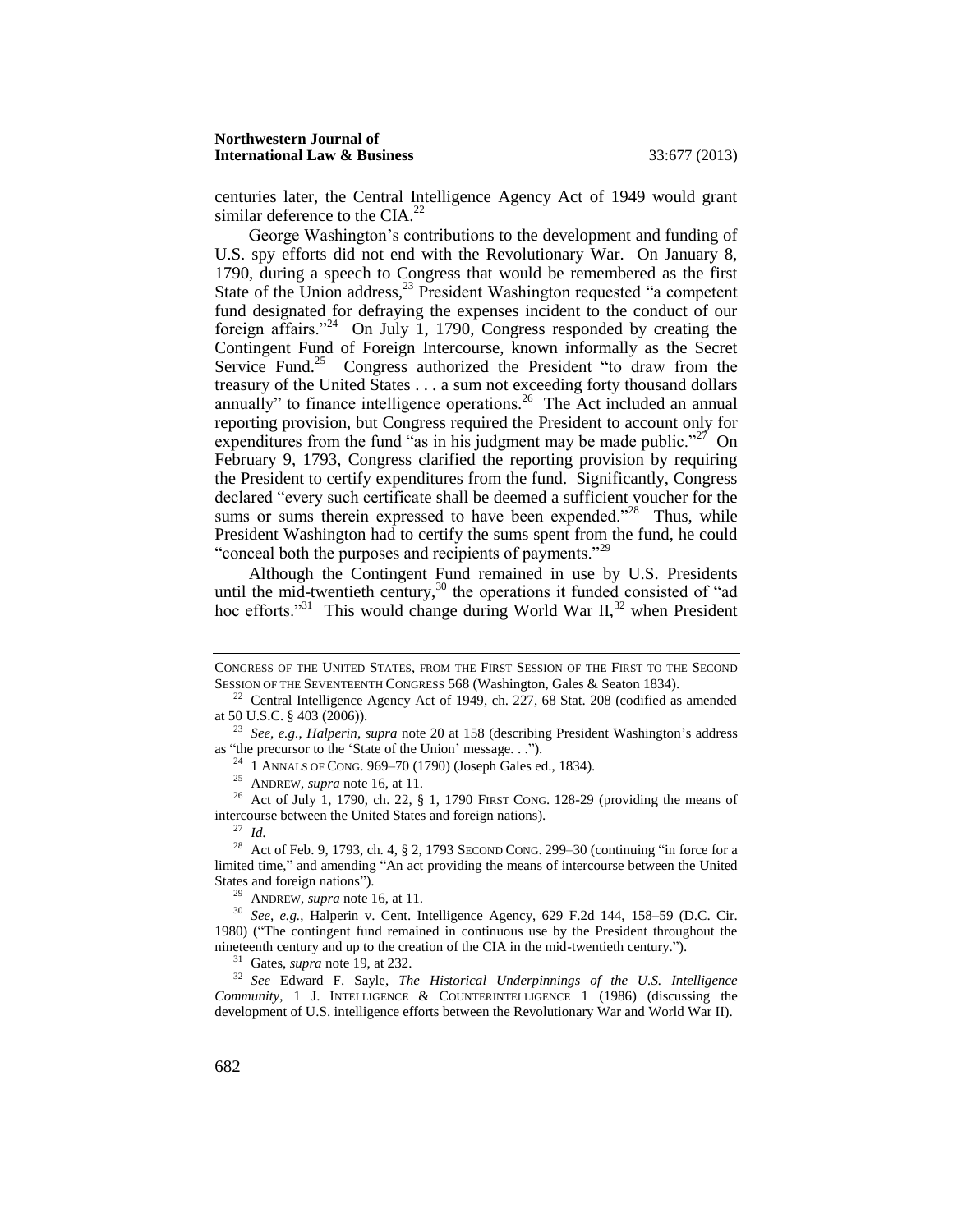centuries later, the Central Intelligence Agency Act of 1949 would grant similar deference to the CIA.[22]

George Washington's contributions to the development and funding of U.S. spy efforts did not end with the Revolutionary War. On January 8, 1790, during a speech to Congress that would be remembered as the first State of the Union address,[23] President Washington requested "a competent fund designated for defraying the expenses incident to the conduct of our foreign affairs."[24] On July 1, 1790, Congress responded by creating the Contingent Fund of Foreign Intercourse, known informally as the Secret Service Fund.[25] Congress authorized the President "to draw from the treasury of the United States . . . a sum not exceeding forty thousand dollars annually" to finance intelligence operations.[26] The Act included an annual reporting provision, but Congress required the President to account only for expenditures from the fund "as in his judgment may be made public."[27] On February 9, 1793, Congress clarified the reporting provision by requiring the President to certify expenditures from the fund. Significantly, Congress declared "every such certificate shall be deemed a sufficient voucher for the sums or sums therein expressed to have been expended."[28] Thus, while President Washington had to certify the sums spent from the fund, he could "conceal both the purposes and recipients of payments."[29]

Although the Contingent Fund remained in use by U.S. Presidents until the mid-twentieth century,[30] the operations it funded consisted of "ad hoc efforts."[31] This would change during World War II,[32] when President

---

CONGRESS OF THE UNITED STATES, FROM THE FIRST SESSION OF THE FIRST TO THE SECOND SESSION OF THE SEVENTEENTH CONGRESS 568 (Washington, Gales & Seaton 1834).

[22] Central Intelligence Agency Act of 1949, ch. 227, 68 Stat. 208 (codified as amended at 50 U.S.C. § 403 (2006)).

[23] *See, e.g.*, *Halperin*, *supra* note 20 at 158 (describing President Washington's address as "the precursor to the 'State of the Union' message. . .").

[24] 1 ANNALS OF CONG. 969–70 (1790) (Joseph Gales ed., 1834).

[25] ANDREW, *supra* note 16, at 11.

[26] Act of July 1, 1790, ch. 22, § 1, 1790 FIRST CONG. 128-29 (providing the means of intercourse between the United States and foreign nations).

[27] *Id.*

[28] Act of Feb. 9, 1793, ch. 4, § 2, 1793 SECOND CONG. 299–30 (continuing "in force for a limited time," and amending "An act providing the means of intercourse between the United States and foreign nations").

[29] ANDREW, *supra* note 16, at 11.

[30] *See, e.g.*, Halperin v. Cent. Intelligence Agency, 629 F.2d 144, 158–59 (D.C. Cir. 1980) ("The contingent fund remained in continuous use by the President throughout the nineteenth century and up to the creation of the CIA in the mid-twentieth century.").

[31] Gates, *supra* note 19, at 232.

[32] *See* Edward F. Sayle, *The Historical Underpinnings of the U.S. Intelligence Community*, 1 J. INTELLIGENCE & COUNTERINTELLIGENCE 1 (1986) (discussing the development of U.S. intelligence efforts between the Revolutionary War and World War II).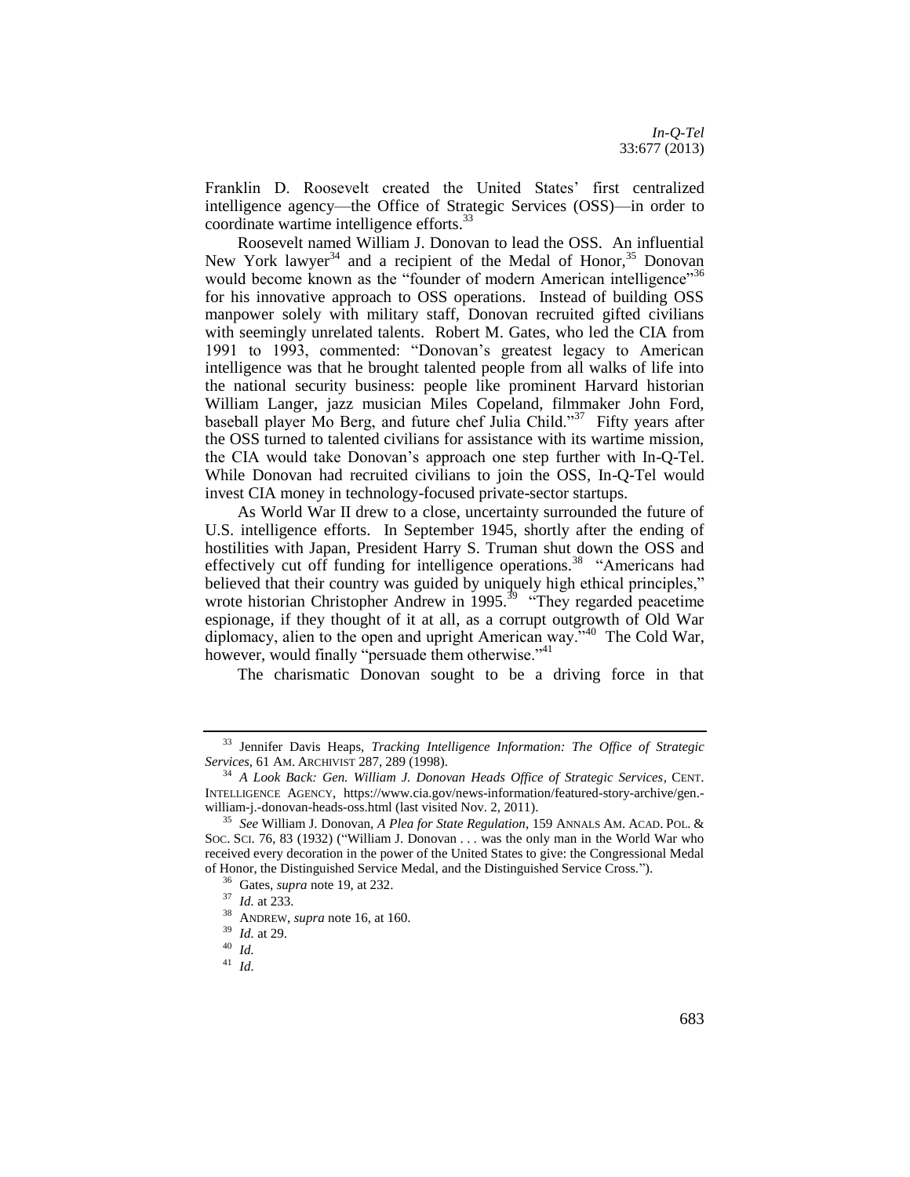Franklin D. Roosevelt created the United States' first centralized intelligence agency—the Office of Strategic Services (OSS)—in order to coordinate wartime intelligence efforts.[33]

Roosevelt named William J. Donovan to lead the OSS. An influential New York lawyer[34] and a recipient of the Medal of Honor,[35] Donovan would become known as the "founder of modern American intelligence"[36] for his innovative approach to OSS operations. Instead of building OSS manpower solely with military staff, Donovan recruited gifted civilians with seemingly unrelated talents. Robert M. Gates, who led the CIA from 1991 to 1993, commented: "Donovan's greatest legacy to American intelligence was that he brought talented people from all walks of life into the national security business: people like prominent Harvard historian William Langer, jazz musician Miles Copeland, filmmaker John Ford, baseball player Mo Berg, and future chef Julia Child."[37] Fifty years after the OSS turned to talented civilians for assistance with its wartime mission, the CIA would take Donovan's approach one step further with In-Q-Tel. While Donovan had recruited civilians to join the OSS, In-Q-Tel would invest CIA money in technology-focused private-sector startups.

As World War II drew to a close, uncertainty surrounded the future of U.S. intelligence efforts. In September 1945, shortly after the ending of hostilities with Japan, President Harry S. Truman shut down the OSS and effectively cut off funding for intelligence operations.[38] "Americans had believed that their country was guided by uniquely high ethical principles," wrote historian Christopher Andrew in 1995.[39] "They regarded peacetime espionage, if they thought of it at all, as a corrupt outgrowth of Old War diplomacy, alien to the open and upright American way."[40] The Cold War, however, would finally "persuade them otherwise."[41]

The charismatic Donovan sought to be a driving force in that

---

[33] Jennifer Davis Heaps, *Tracking Intelligence Information: The Office of Strategic Services*, 61 AM. ARCHIVIST 287, 289 (1998).

[34] *A Look Back: Gen. William J. Donovan Heads Office of Strategic Services*, CENT. INTELLIGENCE AGENCY, https://www.cia.gov/news-information/featured-story-archive/gen.-william-j.-donovan-heads-oss.html (last visited Nov. 2, 2011).

[35] *See* William J. Donovan, *A Plea for State Regulation*, 159 ANNALS AM. ACAD. POL. & SOC. SCI. 76, 83 (1932) ("William J. Donovan . . . was the only man in the World War who received every decoration in the power of the United States to give: the Congressional Medal of Honor, the Distinguished Service Medal, and the Distinguished Service Cross.").

[36] Gates, *supra* note 19, at 232.

[37] *Id.* at 233.

[38] ANDREW, *supra* note 16, at 160.

[39] *Id.* at 29.

[40] *Id.*

[41] *Id.*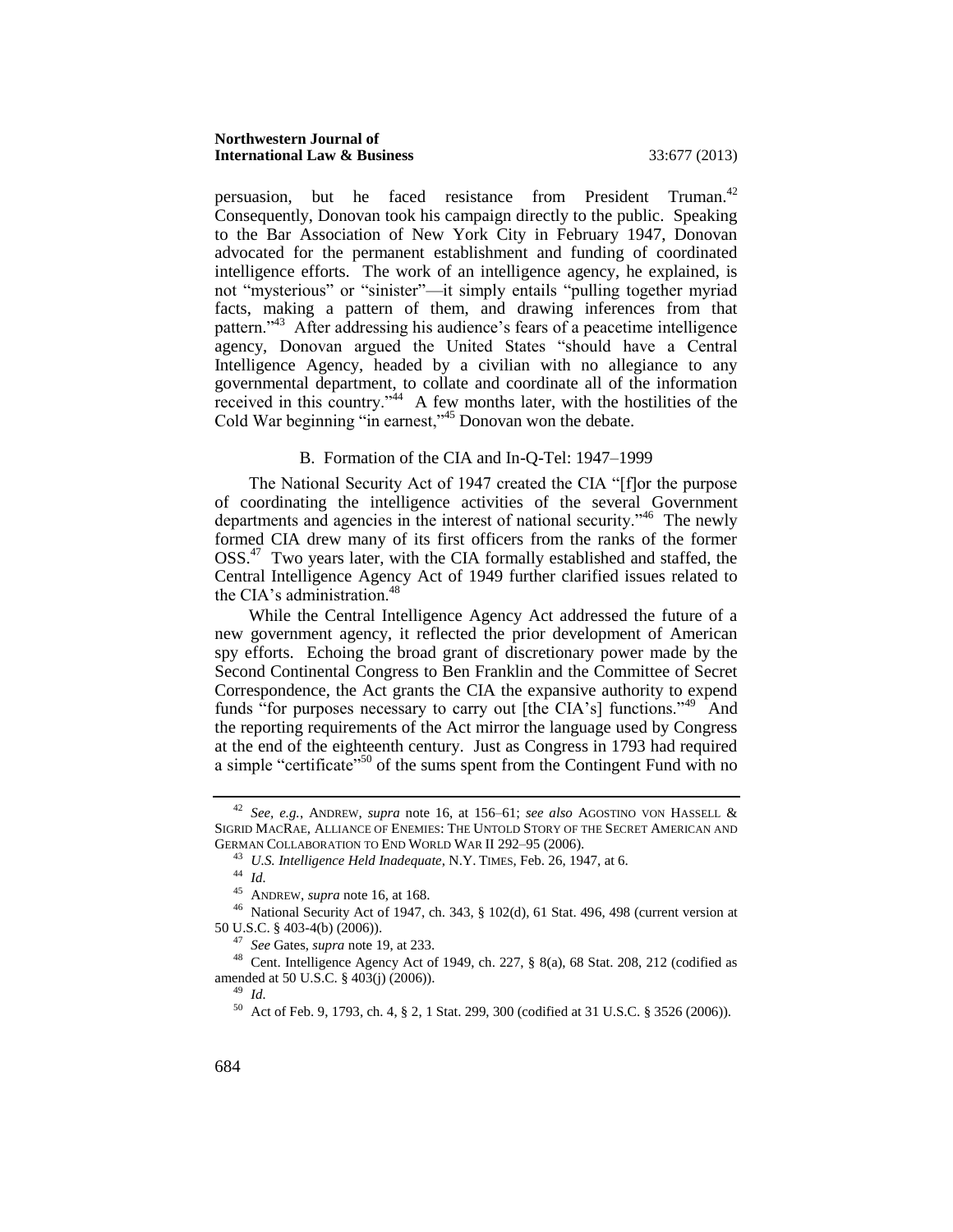persuasion, but he faced resistance from President Truman.[42] Consequently, Donovan took his campaign directly to the public. Speaking to the Bar Association of New York City in February 1947, Donovan advocated for the permanent establishment and funding of coordinated intelligence efforts. The work of an intelligence agency, he explained, is not "mysterious" or "sinister"—it simply entails "pulling together myriad facts, making a pattern of them, and drawing inferences from that pattern."[43] After addressing his audience's fears of a peacetime intelligence agency, Donovan argued the United States "should have a Central Intelligence Agency, headed by a civilian with no allegiance to any governmental department, to collate and coordinate all of the information received in this country."[44] A few months later, with the hostilities of the Cold War beginning "in earnest,"[45] Donovan won the debate.

### B. Formation of the CIA and In-Q-Tel: 1947–1999

The National Security Act of 1947 created the CIA "[f]or the purpose of coordinating the intelligence activities of the several Government departments and agencies in the interest of national security."[46] The newly formed CIA drew many of its first officers from the ranks of the former OSS.[47] Two years later, with the CIA formally established and staffed, the Central Intelligence Agency Act of 1949 further clarified issues related to the CIA's administration.[48]

While the Central Intelligence Agency Act addressed the future of a new government agency, it reflected the prior development of American spy efforts. Echoing the broad grant of discretionary power made by the Second Continental Congress to Ben Franklin and the Committee of Secret Correspondence, the Act grants the CIA the expansive authority to expend funds "for purposes necessary to carry out [the CIA's] functions."[49] And the reporting requirements of the Act mirror the language used by Congress at the end of the eighteenth century. Just as Congress in 1793 had required a simple "certificate"[50] of the sums spent from the Contingent Fund with no

---

[42] *See, e.g.*, ANDREW, *supra* note 16, at 156–61; *see also* AGOSTINO VON HASSELL & SIGRID MACRAE, ALLIANCE OF ENEMIES: THE UNTOLD STORY OF THE SECRET AMERICAN AND GERMAN COLLABORATION TO END WORLD WAR II 292–95 (2006).

[43] *U.S. Intelligence Held Inadequate*, N.Y. TIMES, Feb. 26, 1947, at 6.

[44] *Id.*

[45] ANDREW, *supra* note 16, at 168.

[46] National Security Act of 1947, ch. 343, § 102(d), 61 Stat. 496, 498 (current version at 50 U.S.C. § 403-4(b) (2006)).

[47] *See* Gates, *supra* note 19, at 233.

[48] Cent. Intelligence Agency Act of 1949, ch. 227, § 8(a), 68 Stat. 208, 212 (codified as amended at 50 U.S.C. § 403(j) (2006)).

[49] *Id.*

[50] Act of Feb. 9, 1793, ch. 4, § 2, 1 Stat. 299, 300 (codified at 31 U.S.C. § 3526 (2006)).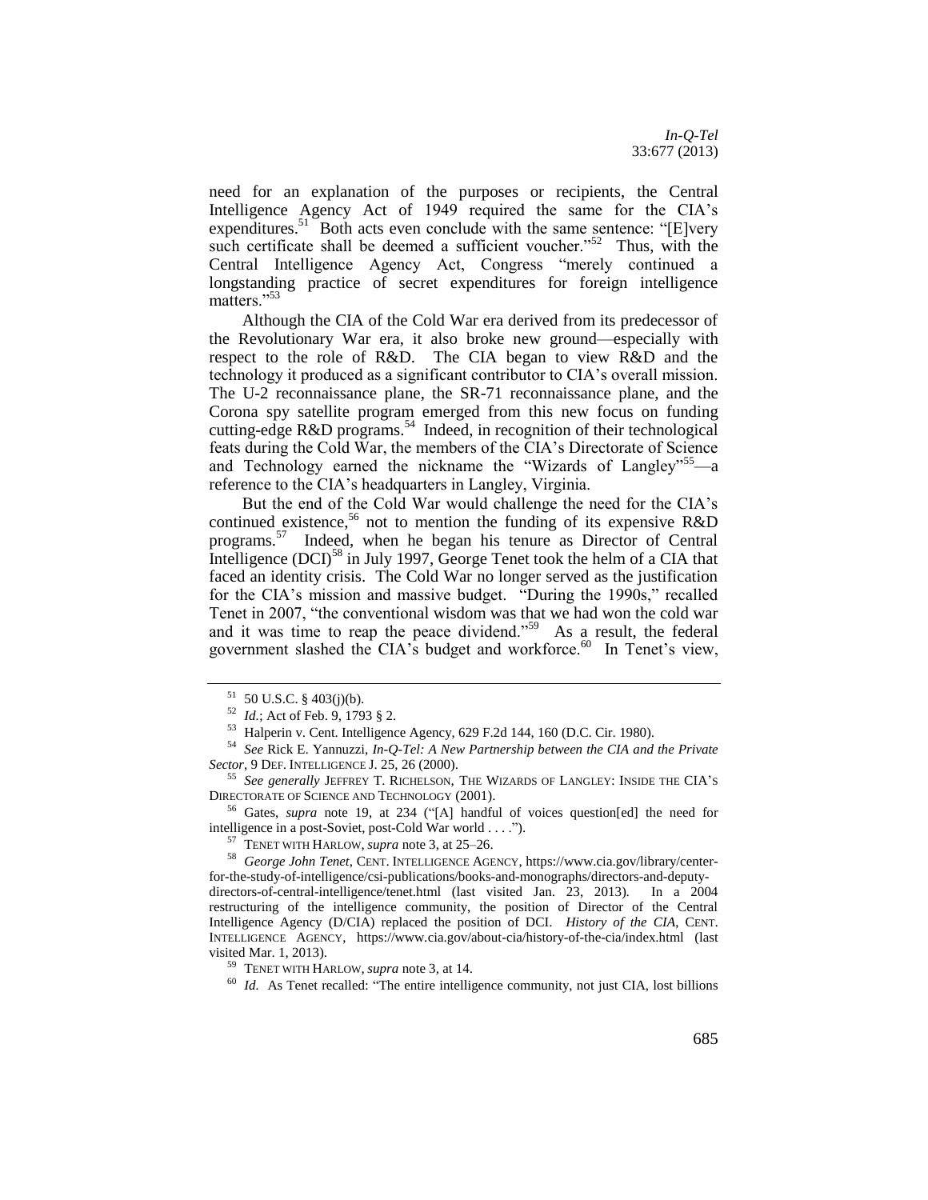need for an explanation of the purposes or recipients, the Central Intelligence Agency Act of 1949 required the same for the CIA's expenditures.[51] Both acts even conclude with the same sentence: "[E]very such certificate shall be deemed a sufficient voucher."[52] Thus, with the Central Intelligence Agency Act, Congress "merely continued a longstanding practice of secret expenditures for foreign intelligence matters."[53]

Although the CIA of the Cold War era derived from its predecessor of the Revolutionary War era, it also broke new ground—especially with respect to the role of R&D. The CIA began to view R&D and the technology it produced as a significant contributor to CIA's overall mission. The U-2 reconnaissance plane, the SR-71 reconnaissance plane, and the Corona spy satellite program emerged from this new focus on funding cutting-edge R&D programs.[54] Indeed, in recognition of their technological feats during the Cold War, the members of the CIA's Directorate of Science and Technology earned the nickname the "Wizards of Langley"[55]—a reference to the CIA's headquarters in Langley, Virginia.

But the end of the Cold War would challenge the need for the CIA's continued existence,[56] not to mention the funding of its expensive R&D programs.[57] Indeed, when he began his tenure as Director of Central Intelligence (DCI)[58] in July 1997, George Tenet took the helm of a CIA that faced an identity crisis. The Cold War no longer served as the justification for the CIA's mission and massive budget. "During the 1990s," recalled Tenet in 2007, "the conventional wisdom was that we had won the cold war and it was time to reap the peace dividend."[59] As a result, the federal government slashed the CIA's budget and workforce.[60] In Tenet's view,

---

[51] 50 U.S.C. § 403(j)(b).

[52] *Id.*; Act of Feb. 9, 1793 § 2.

[53] Halperin v. Cent. Intelligence Agency, 629 F.2d 144, 160 (D.C. Cir. 1980).

[54] *See* Rick E. Yannuzzi, *In-Q-Tel: A New Partnership between the CIA and the Private Sector*, 9 DEF. INTELLIGENCE J. 25, 26 (2000).

[55] *See generally* JEFFREY T. RICHELSON, THE WIZARDS OF LANGLEY: INSIDE THE CIA'S DIRECTORATE OF SCIENCE AND TECHNOLOGY (2001).

[56] Gates, *supra* note 19, at 234 ("[A] handful of voices question[ed] the need for intelligence in a post-Soviet, post-Cold War world . . . .").

[57] TENET WITH HARLOW, *supra* note 3, at 25–26.

[58] *George John Tenet*, CENT. INTELLIGENCE AGENCY, https://www.cia.gov/library/center-for-the-study-of-intelligence/csi-publications/books-and-monographs/directors-and-deputy-directors-of-central-intelligence/tenet.html (last visited Jan. 23, 2013). In a 2004 restructuring of the intelligence community, the position of Director of the Central Intelligence Agency (D/CIA) replaced the position of DCI. *History of the CIA*, CENT. INTELLIGENCE AGENCY, https://www.cia.gov/about-cia/history-of-the-cia/index.html (last visited Mar. 1, 2013).

[59] TENET WITH HARLOW, *supra* note 3, at 14.

[60] *Id.* As Tenet recalled: "The entire intelligence community, not just CIA, lost billions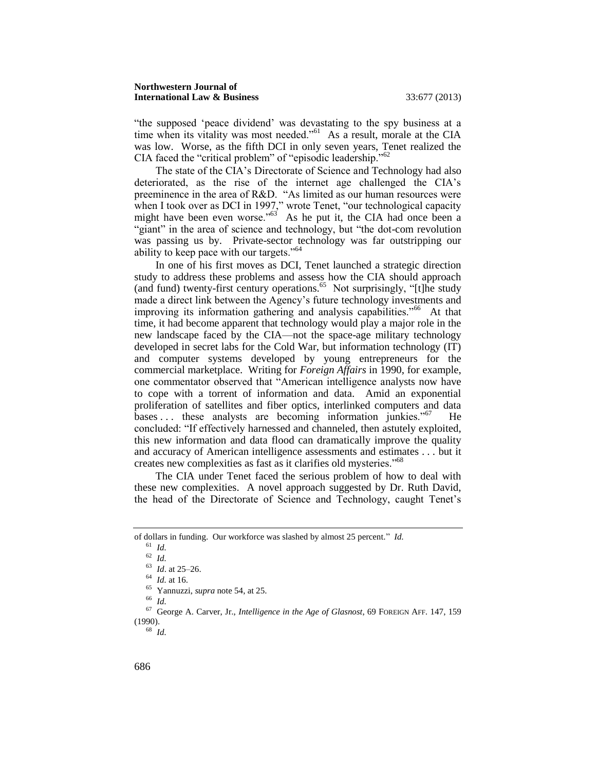"the supposed 'peace dividend' was devastating to the spy business at a time when its vitality was most needed."[61] As a result, morale at the CIA was low. Worse, as the fifth DCI in only seven years, Tenet realized the CIA faced the "critical problem" of "episodic leadership."[62]

The state of the CIA's Directorate of Science and Technology had also deteriorated, as the rise of the internet age challenged the CIA's preeminence in the area of R&D. "As limited as our human resources were when I took over as DCI in 1997," wrote Tenet, "our technological capacity might have been even worse."[63] As he put it, the CIA had once been a "giant" in the area of science and technology, but "the dot-com revolution was passing us by. Private-sector technology was far outstripping our ability to keep pace with our targets."[64]

In one of his first moves as DCI, Tenet launched a strategic direction study to address these problems and assess how the CIA should approach (and fund) twenty-first century operations.[65] Not surprisingly, "[t]he study made a direct link between the Agency's future technology investments and improving its information gathering and analysis capabilities."[66] At that time, it had become apparent that technology would play a major role in the new landscape faced by the CIA—not the space-age military technology developed in secret labs for the Cold War, but information technology (IT) and computer systems developed by young entrepreneurs for the commercial marketplace. Writing for *Foreign Affairs* in 1990, for example, one commentator observed that "American intelligence analysts now have to cope with a torrent of information and data. Amid an exponential proliferation of satellites and fiber optics, interlinked computers and data bases . . . these analysts are becoming information junkies."[67] He concluded: "If effectively harnessed and channeled, then astutely exploited, this new information and data flood can dramatically improve the quality and accuracy of American intelligence assessments and estimates . . . but it creates new complexities as fast as it clarifies old mysteries."[68]

The CIA under Tenet faced the serious problem of how to deal with these new complexities. A novel approach suggested by Dr. Ruth David, the head of the Directorate of Science and Technology, caught Tenet's

---

of dollars in funding. Our workforce was slashed by almost 25 percent." *Id.*

[61] *Id.*

[62] *Id.*

[63] *Id*. at 25–26.

[64] *Id.* at 16.

[65] Yannuzzi, *supra* note 54, at 25.

[66] *Id.*

[67] George A. Carver, Jr., *Intelligence in the Age of Glasnost*, 69 FOREIGN AFF. 147, 159 (1990).

[68] *Id.*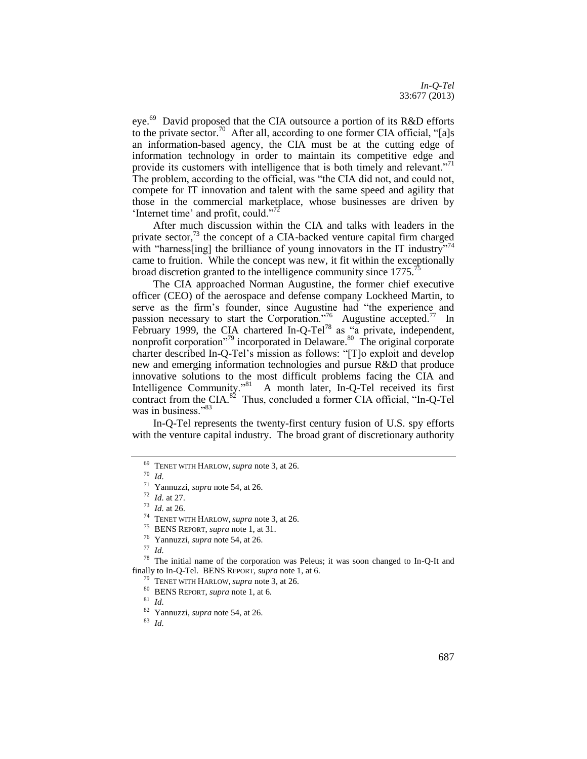eye.[69] David proposed that the CIA outsource a portion of its R&D efforts to the private sector.[70] After all, according to one former CIA official, "[a]s an information-based agency, the CIA must be at the cutting edge of information technology in order to maintain its competitive edge and provide its customers with intelligence that is both timely and relevant."[71] The problem, according to the official, was "the CIA did not, and could not, compete for IT innovation and talent with the same speed and agility that those in the commercial marketplace, whose businesses are driven by 'Internet time' and profit, could."[72]

After much discussion within the CIA and talks with leaders in the private sector,[73] the concept of a CIA-backed venture capital firm charged with "harness[ing] the brilliance of young innovators in the IT industry"[74] came to fruition. While the concept was new, it fit within the exceptionally broad discretion granted to the intelligence community since 1775.[75]

The CIA approached Norman Augustine, the former chief executive officer (CEO) of the aerospace and defense company Lockheed Martin, to serve as the firm's founder, since Augustine had "the experience and passion necessary to start the Corporation."[76] Augustine accepted.[77] In February 1999, the CIA chartered In-Q-Tel[78] as "a private, independent, nonprofit corporation"[79] incorporated in Delaware.[80] The original corporate charter described In-Q-Tel's mission as follows: "[T]o exploit and develop new and emerging information technologies and pursue R&D that produce innovative solutions to the most difficult problems facing the CIA and Intelligence Community."[81] A month later, In-Q-Tel received its first contract from the CIA.[82] Thus, concluded a former CIA official, "In-Q-Tel was in business."[83]

In-Q-Tel represents the twenty-first century fusion of U.S. spy efforts with the venture capital industry. The broad grant of discretionary authority

---

[69] TENET WITH HARLOW, *supra* note 3, at 26.

[70] *Id.*

[71] Yannuzzi, *supra* note 54, at 26.

[72] *Id.* at 27.

[73] *Id.* at 26.

[74] TENET WITH HARLOW, *supra* note 3, at 26.

[75] BENS REPORT, *supra* note 1, at 31.

[76] Yannuzzi, *supra* note 54, at 26.

[77] *Id.*

[78] The initial name of the corporation was Peleus; it was soon changed to In-Q-It and finally to In-Q-Tel. BENS REPORT, *supra* note 1, at 6.

[79] TENET WITH HARLOW, *supra* note 3, at 26.

[80] BENS REPORT, *supra* note 1, at 6.

[81] *Id.*

[82] Yannuzzi, *supra* note 54, at 26.

[83] *Id.*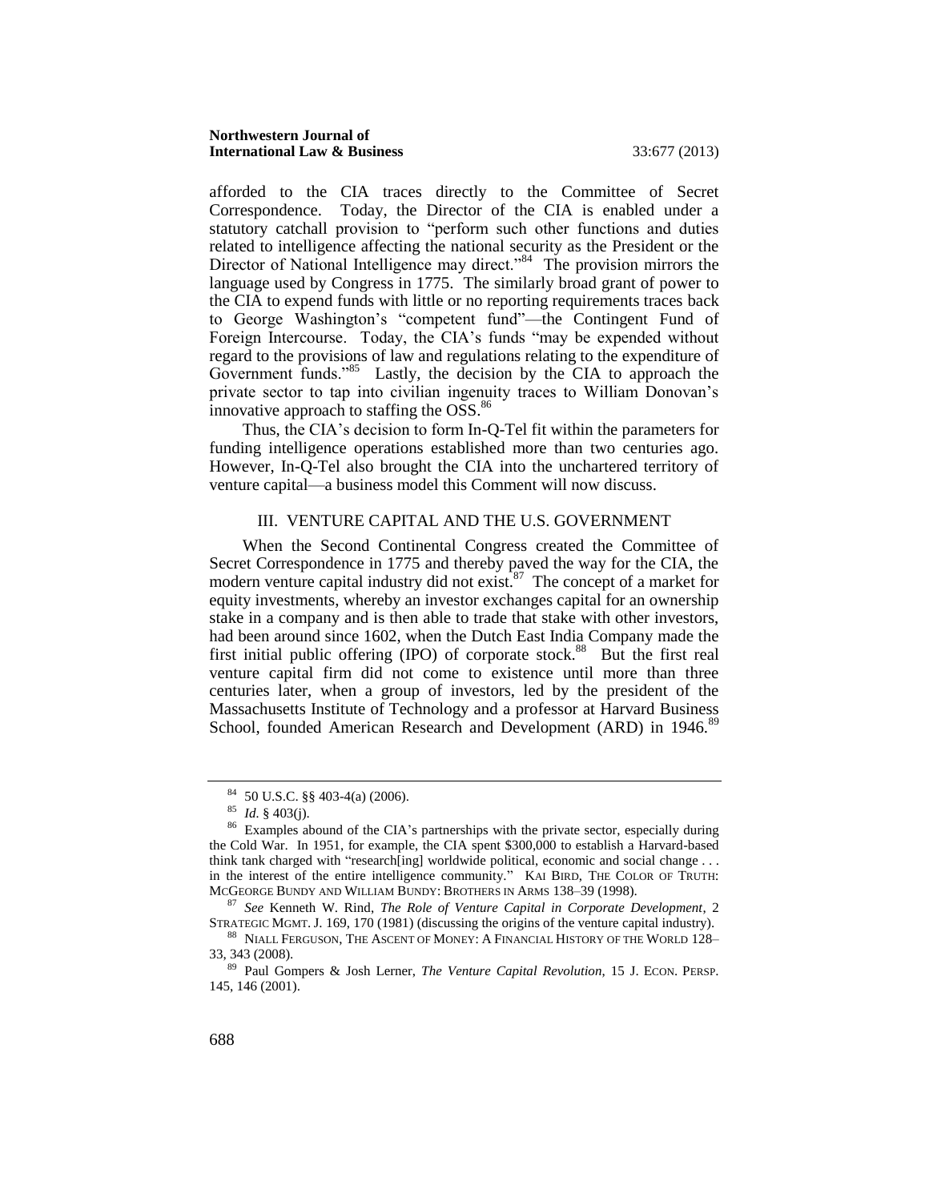afforded to the CIA traces directly to the Committee of Secret Correspondence. Today, the Director of the CIA is enabled under a statutory catchall provision to "perform such other functions and duties related to intelligence affecting the national security as the President or the Director of National Intelligence may direct."[84] The provision mirrors the language used by Congress in 1775. The similarly broad grant of power to the CIA to expend funds with little or no reporting requirements traces back to George Washington's "competent fund"—the Contingent Fund of Foreign Intercourse. Today, the CIA's funds "may be expended without regard to the provisions of law and regulations relating to the expenditure of Government funds."[85] Lastly, the decision by the CIA to approach the private sector to tap into civilian ingenuity traces to William Donovan's innovative approach to staffing the OSS.[86]

Thus, the CIA's decision to form In-Q-Tel fit within the parameters for funding intelligence operations established more than two centuries ago. However, In-Q-Tel also brought the CIA into the unchartered territory of venture capital—a business model this Comment will now discuss.

## III. VENTURE CAPITAL AND THE U.S. GOVERNMENT

When the Second Continental Congress created the Committee of Secret Correspondence in 1775 and thereby paved the way for the CIA, the modern venture capital industry did not exist.[87] The concept of a market for equity investments, whereby an investor exchanges capital for an ownership stake in a company and is then able to trade that stake with other investors, had been around since 1602, when the Dutch East India Company made the first initial public offering (IPO) of corporate stock.[88] But the first real venture capital firm did not come to existence until more than three centuries later, when a group of investors, led by the president of the Massachusetts Institute of Technology and a professor at Harvard Business School, founded American Research and Development (ARD) in 1946.[89]

---

[84] 50 U.S.C. §§ 403-4(a) (2006).

[85] *Id.* § 403(j).

[86] Examples abound of the CIA's partnerships with the private sector, especially during the Cold War. In 1951, for example, the CIA spent $300,000 to establish a Harvard-based think tank charged with "research[ing] worldwide political, economic and social change . . . in the interest of the entire intelligence community." KAI BIRD, THE COLOR OF TRUTH: MCGEORGE BUNDY AND WILLIAM BUNDY: BROTHERS IN ARMS 138–39 (1998).

[87] *See* Kenneth W. Rind, *The Role of Venture Capital in Corporate Development*, 2 STRATEGIC MGMT. J. 169, 170 (1981) (discussing the origins of the venture capital industry).

[88] NIALL FERGUSON, THE ASCENT OF MONEY: A FINANCIAL HISTORY OF THE WORLD 128–33, 343 (2008).

[89] Paul Gompers & Josh Lerner, *The Venture Capital Revolution*, 15 J. ECON. PERSP. 145, 146 (2001).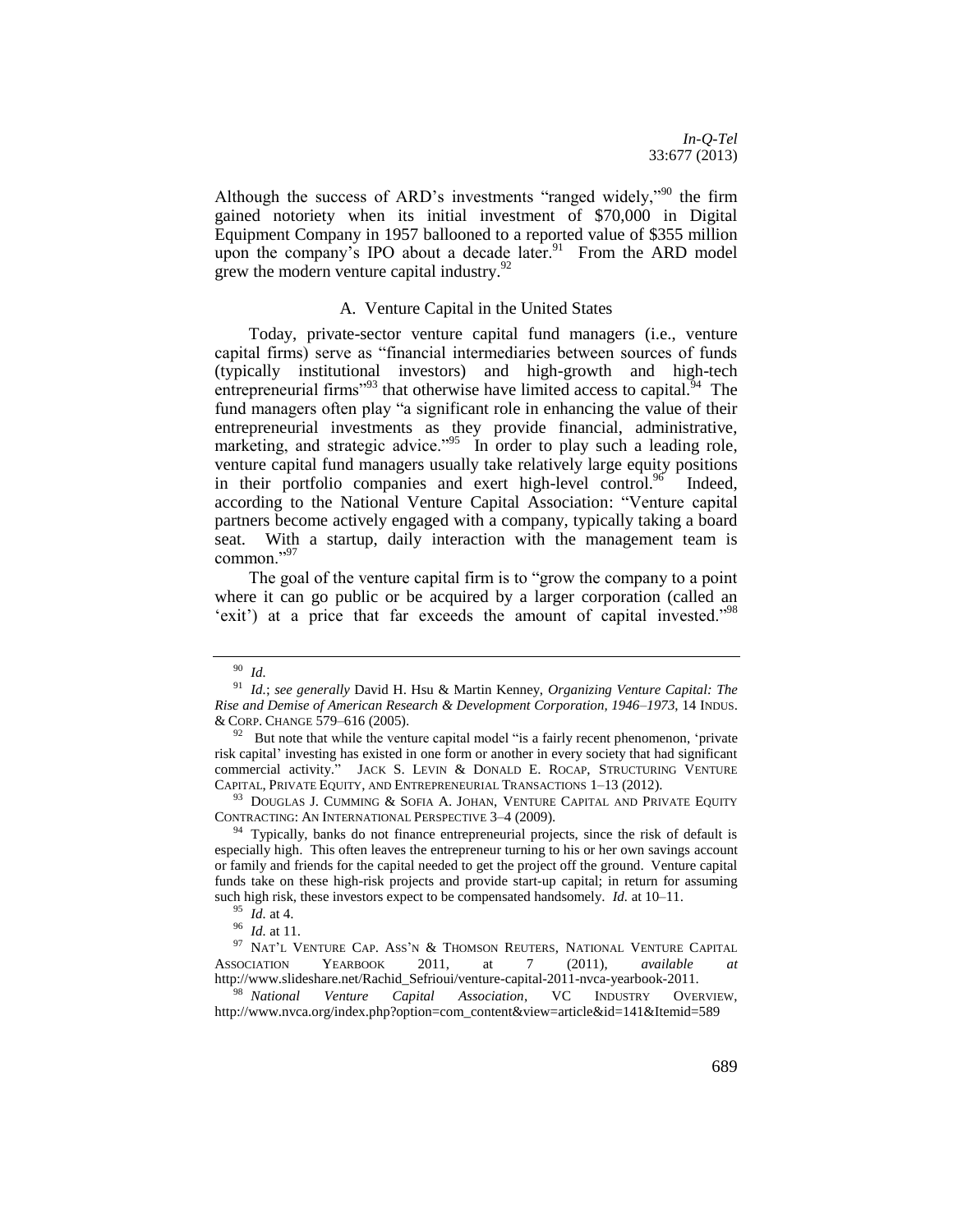Although the success of ARD's investments "ranged widely,"[90] the firm gained notoriety when its initial investment of $70,000 in Digital Equipment Company in 1957 ballooned to a reported value of $355 million upon the company's IPO about a decade later.[91] From the ARD model grew the modern venture capital industry.[92]

### A. Venture Capital in the United States

Today, private-sector venture capital fund managers (i.e., venture capital firms) serve as "financial intermediaries between sources of funds (typically institutional investors) and high-growth and high-tech entrepreneurial firms"[93] that otherwise have limited access to capital.[94] The fund managers often play "a significant role in enhancing the value of their entrepreneurial investments as they provide financial, administrative, marketing, and strategic advice."[95] In order to play such a leading role, venture capital fund managers usually take relatively large equity positions in their portfolio companies and exert high-level control.[96] Indeed, according to the National Venture Capital Association: "Venture capital partners become actively engaged with a company, typically taking a board seat. With a startup, daily interaction with the management team is common."[97]

The goal of the venture capital firm is to "grow the company to a point where it can go public or be acquired by a larger corporation (called an 'exit') at a price that far exceeds the amount of capital invested."[98]

---

[90] *Id.*

[91] *Id.*; *see generally* David H. Hsu & Martin Kenney, *Organizing Venture Capital: The Rise and Demise of American Research & Development Corporation, 1946–1973*, 14 INDUS. & CORP. CHANGE 579–616 (2005).

[92] But note that while the venture capital model "is a fairly recent phenomenon, 'private risk capital' investing has existed in one form or another in every society that had significant commercial activity." JACK S. LEVIN & DONALD E. ROCAP, STRUCTURING VENTURE CAPITAL, PRIVATE EQUITY, AND ENTREPRENEURIAL TRANSACTIONS 1–13 (2012).

[93] DOUGLAS J. CUMMING & SOFIA A. JOHAN, VENTURE CAPITAL AND PRIVATE EQUITY CONTRACTING: AN INTERNATIONAL PERSPECTIVE 3–4 (2009).

[94] Typically, banks do not finance entrepreneurial projects, since the risk of default is especially high. This often leaves the entrepreneur turning to his or her own savings account or family and friends for the capital needed to get the project off the ground. Venture capital funds take on these high-risk projects and provide start-up capital; in return for assuming such high risk, these investors expect to be compensated handsomely. *Id.* at 10–11.

[95] *Id.* at 4.

[96] *Id.* at 11.

[97] NAT'L VENTURE CAP. ASS'N & THOMSON REUTERS, NATIONAL VENTURE CAPITAL ASSOCIATION YEARBOOK 2011, at 7 (2011), *available at* http://www.slideshare.net/Rachid_Sefrioui/venture-capital-2011-nvca-yearbook-2011.

[98] *National Venture Capital Association*, VC INDUSTRY OVERVIEW, http://www.nvca.org/index.php?option=com_content&view=article&id=141&Itemid=589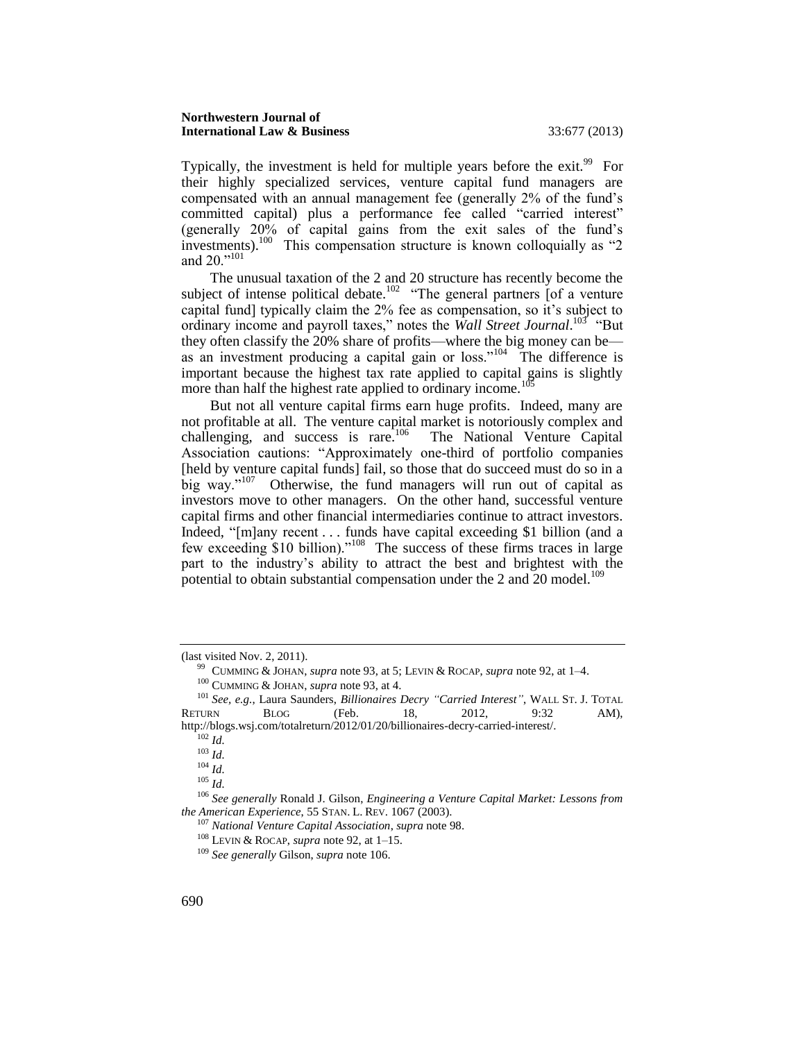Typically, the investment is held for multiple years before the exit.[99] For their highly specialized services, venture capital fund managers are compensated with an annual management fee (generally 2% of the fund's committed capital) plus a performance fee called "carried interest" (generally 20% of capital gains from the exit sales of the fund's investments).[100] This compensation structure is known colloquially as "2 and 20."[101]

The unusual taxation of the 2 and 20 structure has recently become the subject of intense political debate.[102] "The general partners [of a venture capital fund] typically claim the 2% fee as compensation, so it's subject to ordinary income and payroll taxes," notes the *Wall Street Journal*.[103] "But they often classify the 20% share of profits—where the big money can be—as an investment producing a capital gain or loss."[104] The difference is important because the highest tax rate applied to capital gains is slightly more than half the highest rate applied to ordinary income.[105]

But not all venture capital firms earn huge profits. Indeed, many are not profitable at all. The venture capital market is notoriously complex and challenging, and success is rare.[106] The National Venture Capital Association cautions: "Approximately one-third of portfolio companies [held by venture capital funds] fail, so those that do succeed must do so in a big way."[107] Otherwise, the fund managers will run out of capital as investors move to other managers. On the other hand, successful venture capital firms and other financial intermediaries continue to attract investors. Indeed, "[m]any recent . . . funds have capital exceeding $1 billion (and a few exceeding $10 billion)."[108] The success of these firms traces in large part to the industry's ability to attract the best and brightest with the potential to obtain substantial compensation under the 2 and 20 model.[109]

---

(last visited Nov. 2, 2011).

[99] CUMMING & JOHAN, *supra* note 93, at 5; LEVIN & ROCAP, *supra* note 92, at 1–4.

[100] CUMMING & JOHAN, *supra* note 93, at 4.

[101] *See, e.g.*, Laura Saunders, *Billionaires Decry "Carried Interest"*, WALL ST. J. TOTAL RETURN BLOG (Feb. 18, 2012, 9:32 AM), http://blogs.wsj.com/totalreturn/2012/01/20/billionaires-decry-carried-interest/.

[102] *Id.*

[103] *Id.*

[104] *Id.*

[105] *Id.*

[106] *See generally* Ronald J. Gilson, *Engineering a Venture Capital Market: Lessons from the American Experience*, 55 STAN. L. REV. 1067 (2003).

[107] *National Venture Capital Association*, *supra* note 98.

[108] LEVIN & ROCAP, *supra* note 92, at 1–15.

[109] *See generally* Gilson, *supra* note 106.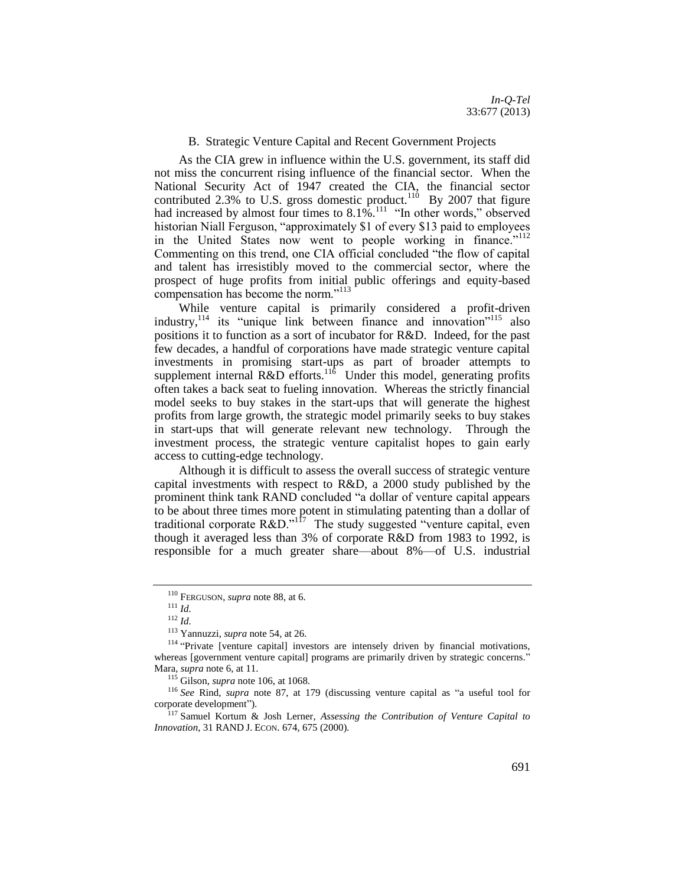### B. Strategic Venture Capital and Recent Government Projects

As the CIA grew in influence within the U.S. government, its staff did not miss the concurrent rising influence of the financial sector. When the National Security Act of 1947 created the CIA, the financial sector contributed 2.3% to U.S. gross domestic product.[110] By 2007 that figure had increased by almost four times to 8.1%.[111] "In other words," observed historian Niall Ferguson, "approximately $1 of every $13 paid to employees in the United States now went to people working in finance."[112] Commenting on this trend, one CIA official concluded "the flow of capital and talent has irresistibly moved to the commercial sector, where the prospect of huge profits from initial public offerings and equity-based compensation has become the norm."[113]

While venture capital is primarily considered a profit-driven industry,[114] its "unique link between finance and innovation"[115] also positions it to function as a sort of incubator for R&D. Indeed, for the past few decades, a handful of corporations have made strategic venture capital investments in promising start-ups as part of broader attempts to supplement internal R&D efforts.[116] Under this model, generating profits often takes a back seat to fueling innovation. Whereas the strictly financial model seeks to buy stakes in the start-ups that will generate the highest profits from large growth, the strategic model primarily seeks to buy stakes in start-ups that will generate relevant new technology. Through the investment process, the strategic venture capitalist hopes to gain early access to cutting-edge technology.

Although it is difficult to assess the overall success of strategic venture capital investments with respect to R&D, a 2000 study published by the prominent think tank RAND concluded "a dollar of venture capital appears to be about three times more potent in stimulating patenting than a dollar of traditional corporate R&D."[117] The study suggested "venture capital, even though it averaged less than 3% of corporate R&D from 1983 to 1992, is responsible for a much greater share—about 8%—of U.S. industrial

---

[110] FERGUSON, *supra* note 88, at 6.

[111] *Id.*

[112] *Id.*

[113] Yannuzzi, *supra* note 54, at 26.

[114] "Private [venture capital] investors are intensely driven by financial motivations, whereas [government venture capital] programs are primarily driven by strategic concerns." Mara, *supra* note 6, at 11.

[115] Gilson, *supra* note 106, at 1068.

[116] *See* Rind, *supra* note 87, at 179 (discussing venture capital as "a useful tool for corporate development").

[117] Samuel Kortum & Josh Lerner, *Assessing the Contribution of Venture Capital to Innovation*, 31 RAND J. ECON. 674, 675 (2000).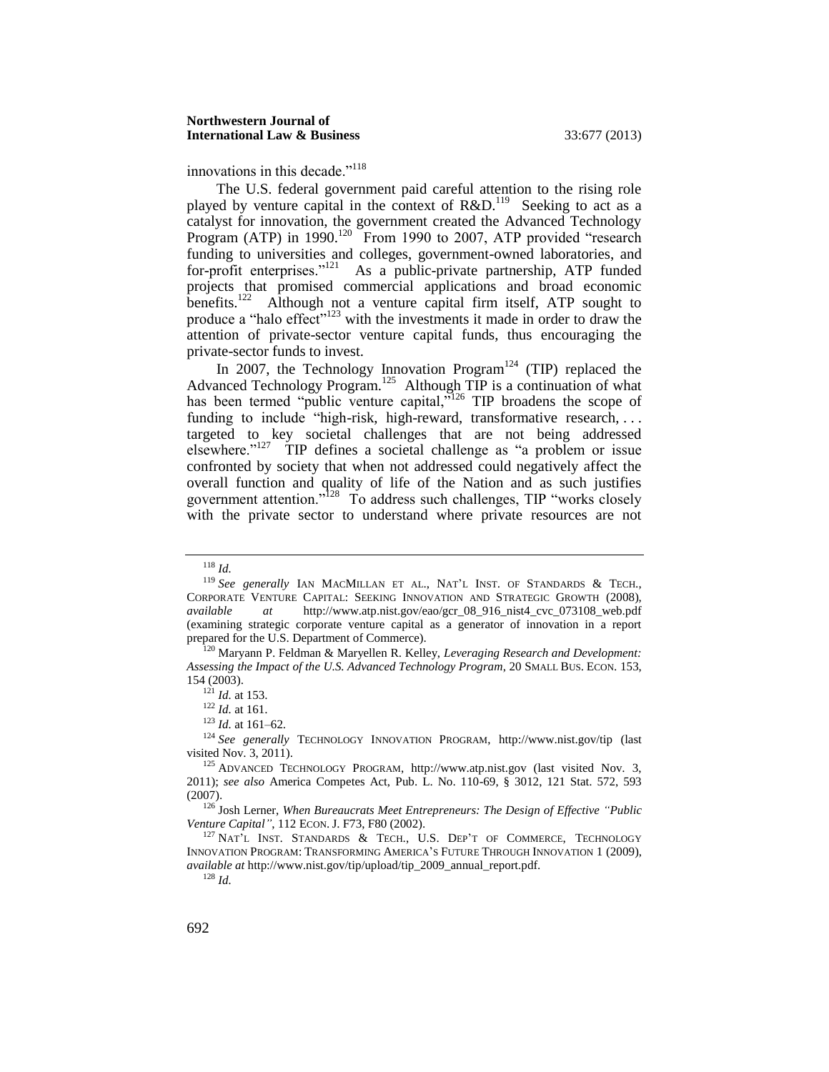innovations in this decade."[118]

The U.S. federal government paid careful attention to the rising role played by venture capital in the context of R&D.[119] Seeking to act as a catalyst for innovation, the government created the Advanced Technology Program (ATP) in 1990.[120] From 1990 to 2007, ATP provided "research funding to universities and colleges, government-owned laboratories, and for-profit enterprises."[121] As a public-private partnership, ATP funded projects that promised commercial applications and broad economic benefits.[122] Although not a venture capital firm itself, ATP sought to produce a "halo effect"[123] with the investments it made in order to draw the attention of private-sector venture capital funds, thus encouraging the private-sector funds to invest.

In 2007, the Technology Innovation Program[124] (TIP) replaced the Advanced Technology Program.[125] Although TIP is a continuation of what has been termed "public venture capital,"[126] TIP broadens the scope of funding to include "high-risk, high-reward, transformative research, . . . targeted to key societal challenges that are not being addressed elsewhere."[127] TIP defines a societal challenge as "a problem or issue confronted by society that when not addressed could negatively affect the overall function and quality of life of the Nation and as such justifies government attention."[128] To address such challenges, TIP "works closely with the private sector to understand where private resources are not

---

[118] *Id.*

[119] *See generally* IAN MACMILLAN ET AL., NAT'L INST. OF STANDARDS & TECH., CORPORATE VENTURE CAPITAL: SEEKING INNOVATION AND STRATEGIC GROWTH (2008), *available at* http://www.atp.nist.gov/eao/gcr_08_916_nist4_cvc_073108_web.pdf (examining strategic corporate venture capital as a generator of innovation in a report prepared for the U.S. Department of Commerce).

[120] Maryann P. Feldman & Maryellen R. Kelley, *Leveraging Research and Development: Assessing the Impact of the U.S. Advanced Technology Program*, 20 SMALL BUS. ECON. 153, 154 (2003).

[121] *Id.* at 153.

[122] *Id.* at 161.

[123] *Id.* at 161–62.

[124] *See generally* TECHNOLOGY INNOVATION PROGRAM, http://www.nist.gov/tip (last visited Nov. 3, 2011).

[125] ADVANCED TECHNOLOGY PROGRAM, http://www.atp.nist.gov (last visited Nov. 3, 2011); *see also* America Competes Act, Pub. L. No. 110-69, § 3012, 121 Stat. 572, 593 (2007).

[126] Josh Lerner, *When Bureaucrats Meet Entrepreneurs: The Design of Effective "Public Venture Capital"*, 112 ECON. J. F73, F80 (2002).

[127] NAT'L INST. STANDARDS & TECH., U.S. DEP'T OF COMMERCE, TECHNOLOGY INNOVATION PROGRAM: TRANSFORMING AMERICA'S FUTURE THROUGH INNOVATION 1 (2009), *available at* http://www.nist.gov/tip/upload/tip_2009_annual_report.pdf.

[128] *Id.*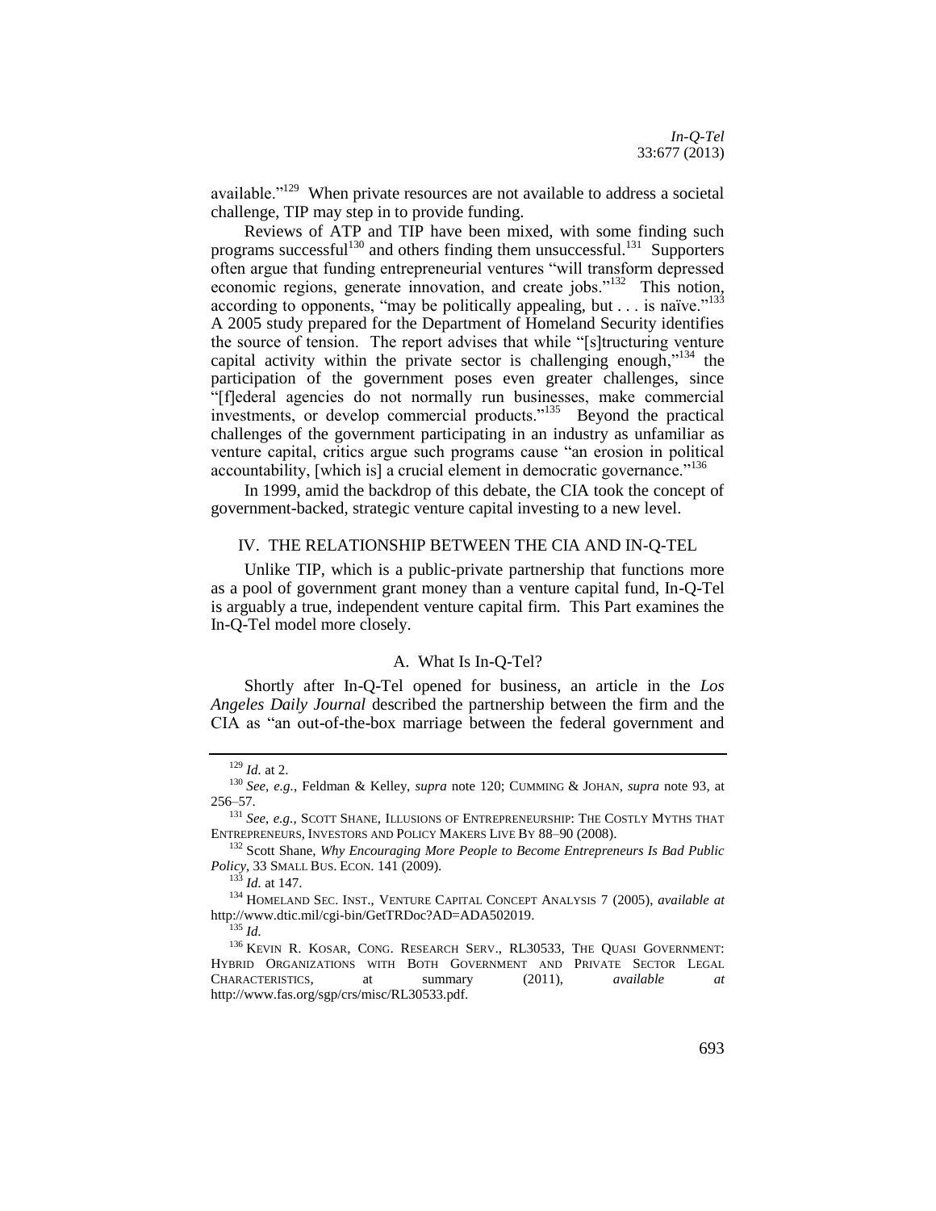available."[129] When private resources are not available to address a societal challenge, TIP may step in to provide funding.

Reviews of ATP and TIP have been mixed, with some finding such programs successful[130] and others finding them unsuccessful.[131] Supporters often argue that funding entrepreneurial ventures "will transform depressed economic regions, generate innovation, and create jobs."[132] This notion, according to opponents, "may be politically appealing, but . . . is naïve."[133] A 2005 study prepared for the Department of Homeland Security identifies the source of tension. The report advises that while "[s]tructuring venture capital activity within the private sector is challenging enough,"[134] the participation of the government poses even greater challenges, since "[f]ederal agencies do not normally run businesses, make commercial investments, or develop commercial products."[135] Beyond the practical challenges of the government participating in an industry as unfamiliar as venture capital, critics argue such programs cause "an erosion in political accountability, [which is] a crucial element in democratic governance."[136]

In 1999, amid the backdrop of this debate, the CIA took the concept of government-backed, strategic venture capital investing to a new level.

## IV. THE RELATIONSHIP BETWEEN THE CIA AND IN-Q-TEL

Unlike TIP, which is a public-private partnership that functions more as a pool of government grant money than a venture capital fund, In-Q-Tel is arguably a true, independent venture capital firm. This Part examines the In-Q-Tel model more closely.

### A. What Is In-Q-Tel?

Shortly after In-Q-Tel opened for business, an article in the *Los Angeles Daily Journal* described the partnership between the firm and the CIA as "an out-of-the-box marriage between the federal government and

---

[129] *Id.* at 2.

[130] *See, e.g.*, Feldman & Kelley, *supra* note 120; CUMMING & JOHAN, *supra* note 93, at 256–57.

[131] *See, e.g.*, SCOTT SHANE, ILLUSIONS OF ENTREPRENEURSHIP: THE COSTLY MYTHS THAT ENTREPRENEURS, INVESTORS AND POLICY MAKERS LIVE BY 88–90 (2008).

[132] Scott Shane, *Why Encouraging More People to Become Entrepreneurs Is Bad Public Policy*, 33 SMALL BUS. ECON. 141 (2009).

[133] *Id.* at 147.

[134] HOMELAND SEC. INST., VENTURE CAPITAL CONCEPT ANALYSIS 7 (2005), *available at* http://www.dtic.mil/cgi-bin/GetTRDoc?AD=ADA502019.

[135] *Id.*

[136] KEVIN R. KOSAR, CONG. RESEARCH SERV., RL30533, THE QUASI GOVERNMENT: HYBRID ORGANIZATIONS WITH BOTH GOVERNMENT AND PRIVATE SECTOR LEGAL CHARACTERISTICS, at summary (2011), *available at* http://www.fas.org/sgp/crs/misc/RL30533.pdf.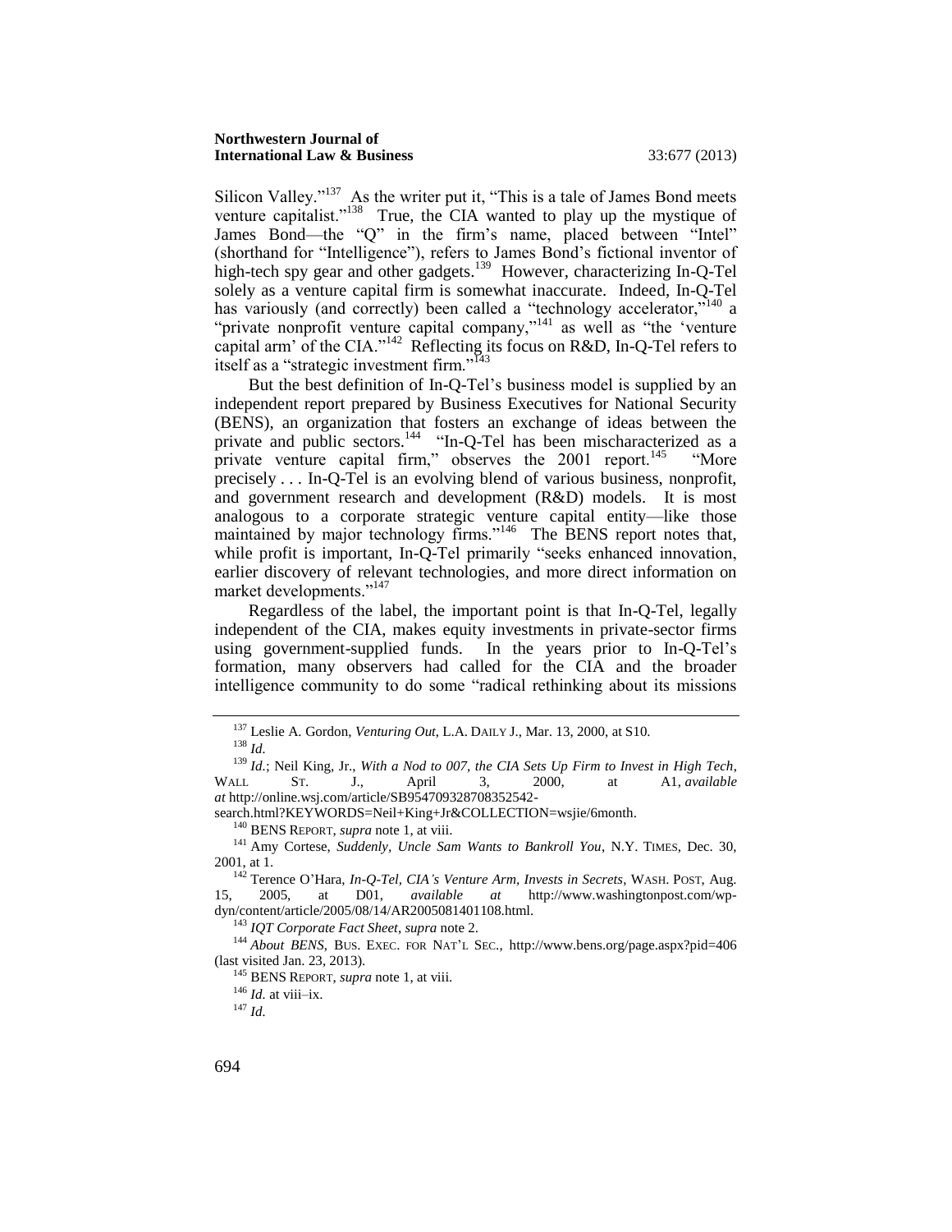Silicon Valley."[137] As the writer put it, "This is a tale of James Bond meets venture capitalist."[138] True, the CIA wanted to play up the mystique of James Bond—the "Q" in the firm's name, placed between "Intel" (shorthand for "Intelligence"), refers to James Bond's fictional inventor of high-tech spy gear and other gadgets.[139] However, characterizing In-Q-Tel solely as a venture capital firm is somewhat inaccurate. Indeed, In-Q-Tel has variously (and correctly) been called a "technology accelerator,"[140] a "private nonprofit venture capital company,"[141] as well as "the 'venture capital arm' of the CIA."[142] Reflecting its focus on R&D, In-Q-Tel refers to itself as a "strategic investment firm."[143]

But the best definition of In-Q-Tel's business model is supplied by an independent report prepared by Business Executives for National Security (BENS), an organization that fosters an exchange of ideas between the private and public sectors.[144] "In-Q-Tel has been mischaracterized as a private venture capital firm," observes the 2001 report.[145] "More precisely . . . In-Q-Tel is an evolving blend of various business, nonprofit, and government research and development (R&D) models. It is most analogous to a corporate strategic venture capital entity—like those maintained by major technology firms."[146] The BENS report notes that, while profit is important, In-Q-Tel primarily "seeks enhanced innovation, earlier discovery of relevant technologies, and more direct information on market developments."[147]

Regardless of the label, the important point is that In-Q-Tel, legally independent of the CIA, makes equity investments in private-sector firms using government-supplied funds. In the years prior to In-Q-Tel's formation, many observers had called for the CIA and the broader intelligence community to do some "radical rethinking about its missions

---

[137] Leslie A. Gordon, *Venturing Out*, L.A. DAILY J., Mar. 13, 2000, at S10.

[138] *Id.*

[139] *Id.*; Neil King, Jr., *With a Nod to 007, the CIA Sets Up Firm to Invest in High Tech*, WALL ST. J., April 3, 2000, at A1, *available at* http://online.wsj.com/article/SB954709328708352542-search.html?KEYWORDS=Neil+King+Jr&COLLECTION=wsjie/6month.

[140] BENS REPORT, *supra* note 1, at viii.

[141] Amy Cortese, *Suddenly, Uncle Sam Wants to Bankroll You*, N.Y. TIMES, Dec. 30, 2001, at 1.

[142] Terence O'Hara, *In-Q-Tel, CIA's Venture Arm, Invests in Secrets*, WASH. POST, Aug. 15, 2005, at D01, *available at* http://www.washingtonpost.com/wp-dyn/content/article/2005/08/14/AR2005081401108.html.

[143] *IQT Corporate Fact Sheet*, *supra* note 2.

[144] *About BENS*, BUS. EXEC. FOR NAT'L SEC., http://www.bens.org/page.aspx?pid=406 (last visited Jan. 23, 2013).

[145] BENS REPORT, *supra* note 1, at viii.

[146] *Id.* at viii–ix.

[147] *Id.*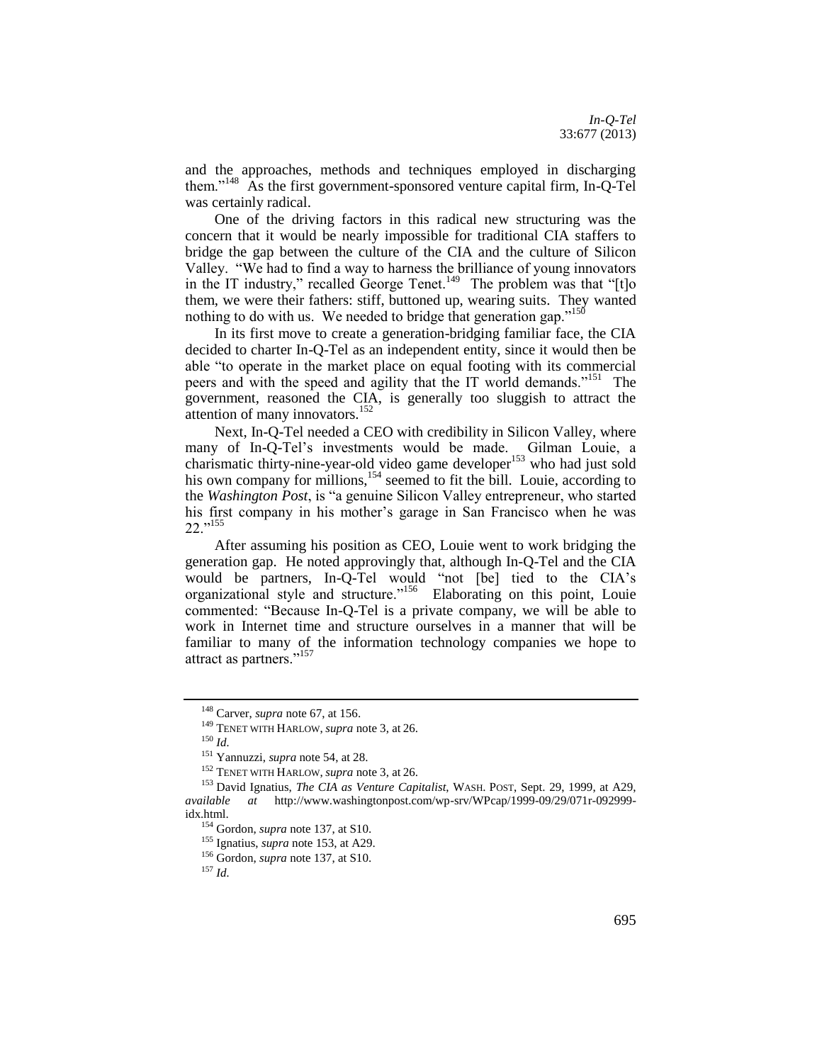and the approaches, methods and techniques employed in discharging them."[148] As the first government-sponsored venture capital firm, In-Q-Tel was certainly radical.

One of the driving factors in this radical new structuring was the concern that it would be nearly impossible for traditional CIA staffers to bridge the gap between the culture of the CIA and the culture of Silicon Valley. "We had to find a way to harness the brilliance of young innovators in the IT industry," recalled George Tenet.[149] The problem was that "[t]o them, we were their fathers: stiff, buttoned up, wearing suits. They wanted nothing to do with us. We needed to bridge that generation gap."[150]

In its first move to create a generation-bridging familiar face, the CIA decided to charter In-Q-Tel as an independent entity, since it would then be able "to operate in the market place on equal footing with its commercial peers and with the speed and agility that the IT world demands."[151] The government, reasoned the CIA, is generally too sluggish to attract the attention of many innovators.[152]

Next, In-Q-Tel needed a CEO with credibility in Silicon Valley, where many of In-Q-Tel's investments would be made. Gilman Louie, a charismatic thirty-nine-year-old video game developer[153] who had just sold his own company for millions,[154] seemed to fit the bill. Louie, according to the *Washington Post*, is "a genuine Silicon Valley entrepreneur, who started his first company in his mother's garage in San Francisco when he was 22."[155]

After assuming his position as CEO, Louie went to work bridging the generation gap. He noted approvingly that, although In-Q-Tel and the CIA would be partners, In-Q-Tel would "not [be] tied to the CIA's organizational style and structure."[156] Elaborating on this point, Louie commented: "Because In-Q-Tel is a private company, we will be able to work in Internet time and structure ourselves in a manner that will be familiar to many of the information technology companies we hope to attract as partners."[157]

---

[148] Carver, *supra* note 67, at 156.

[149] TENET WITH HARLOW, *supra* note 3, at 26.

[150] *Id.*

[151] Yannuzzi, *supra* note 54, at 28.

[152] TENET WITH HARLOW, *supra* note 3, at 26.

[153] David Ignatius, *The CIA as Venture Capitalist*, WASH. POST, Sept. 29, 1999, at A29, *available at* http://www.washingtonpost.com/wp-srv/WPcap/1999-09/29/071r-092999-idx.html.

[154] Gordon, *supra* note 137, at S10.

[155] Ignatius, *supra* note 153, at A29.

[156] Gordon, *supra* note 137, at S10.

[157] *Id.*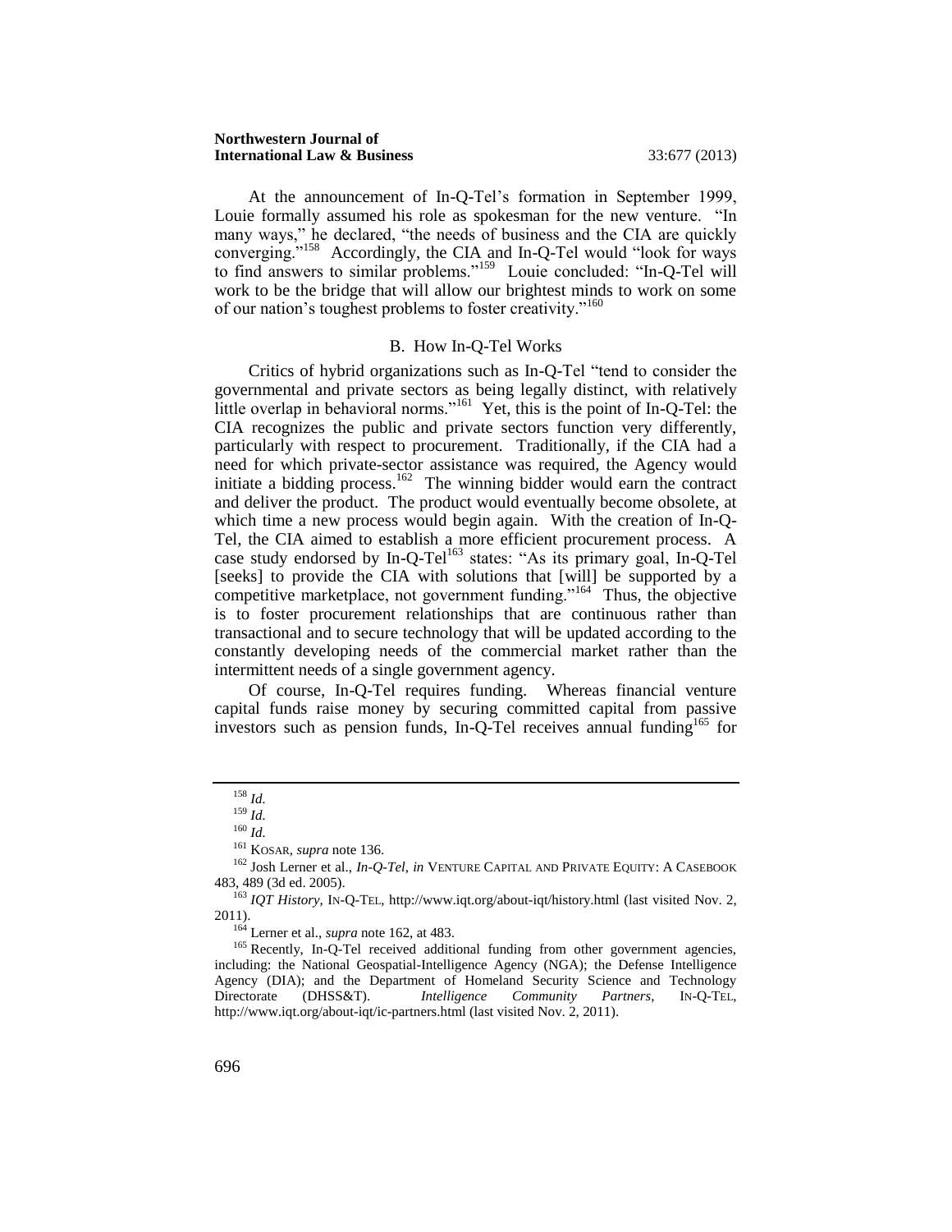At the announcement of In-Q-Tel's formation in September 1999, Louie formally assumed his role as spokesman for the new venture. "In many ways," he declared, "the needs of business and the CIA are quickly converging."[158] Accordingly, the CIA and In-Q-Tel would "look for ways to find answers to similar problems."[159] Louie concluded: "In-Q-Tel will work to be the bridge that will allow our brightest minds to work on some of our nation's toughest problems to foster creativity."[160]

## B. How In-Q-Tel Works

Critics of hybrid organizations such as In-Q-Tel "tend to consider the governmental and private sectors as being legally distinct, with relatively little overlap in behavioral norms."[161] Yet, this is the point of In-Q-Tel: the CIA recognizes the public and private sectors function very differently, particularly with respect to procurement. Traditionally, if the CIA had a need for which private-sector assistance was required, the Agency would initiate a bidding process.[162] The winning bidder would earn the contract and deliver the product. The product would eventually become obsolete, at which time a new process would begin again. With the creation of In-Q-Tel, the CIA aimed to establish a more efficient procurement process. A case study endorsed by In-Q-Tel[163] states: "As its primary goal, In-Q-Tel [seeks] to provide the CIA with solutions that [will] be supported by a competitive marketplace, not government funding."[164] Thus, the objective is to foster procurement relationships that are continuous rather than transactional and to secure technology that will be updated according to the constantly developing needs of the commercial market rather than the intermittent needs of a single government agency.

Of course, In-Q-Tel requires funding. Whereas financial venture capital funds raise money by securing committed capital from passive investors such as pension funds, In-Q-Tel receives annual funding[165] for

---

[158] *Id.*

[159] *Id.*

[160] *Id.*

[161] KOSAR, *supra* note 136.

[162] Josh Lerner et al., *In-Q-Tel*, *in* VENTURE CAPITAL AND PRIVATE EQUITY: A CASEBOOK 483, 489 (3d ed. 2005).

[163] *IQT History*, IN-Q-TEL, http://www.iqt.org/about-iqt/history.html (last visited Nov. 2, 2011).

[164] Lerner et al., *supra* note 162, at 483.

[165] Recently, In-Q-Tel received additional funding from other government agencies, including: the National Geospatial-Intelligence Agency (NGA); the Defense Intelligence Agency (DIA); and the Department of Homeland Security Science and Technology Directorate (DHSS&T). *Intelligence Community Partners*, IN-Q-TEL, http://www.iqt.org/about-iqt/ic-partners.html (last visited Nov. 2, 2011).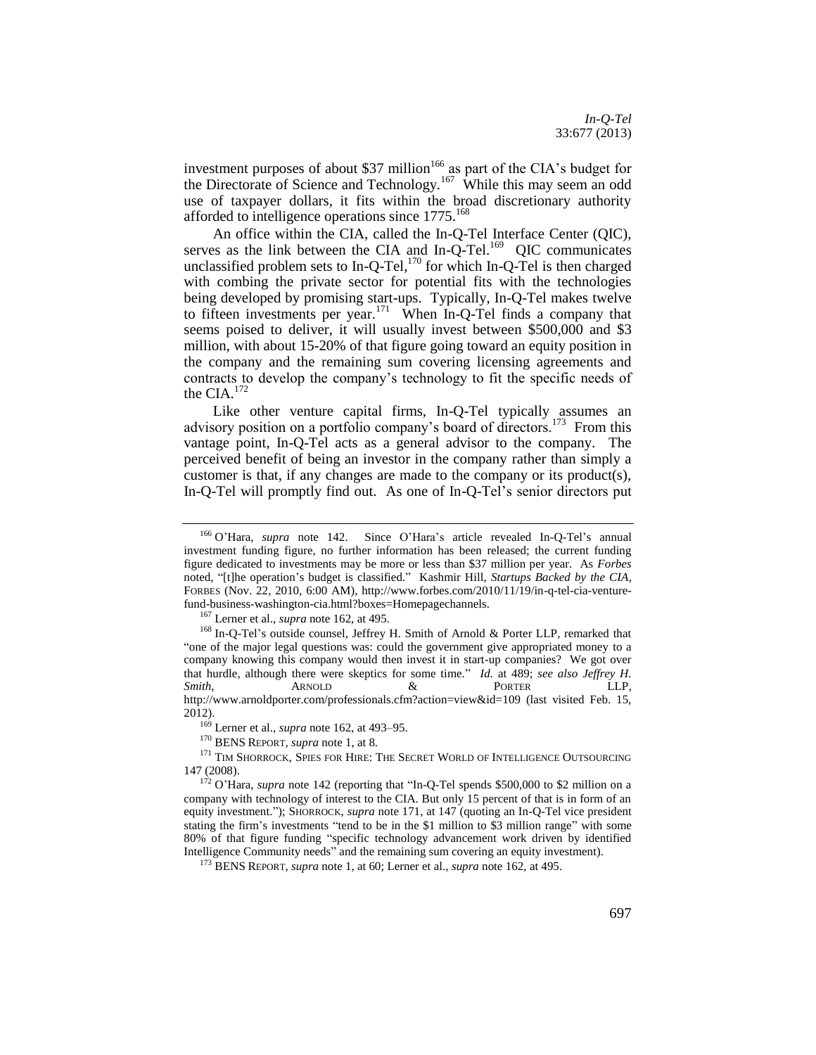investment purposes of about $37 million[166] as part of the CIA's budget for the Directorate of Science and Technology.[167] While this may seem an odd use of taxpayer dollars, it fits within the broad discretionary authority afforded to intelligence operations since 1775.[168]

An office within the CIA, called the In-Q-Tel Interface Center (QIC), serves as the link between the CIA and In-Q-Tel.[169] QIC communicates unclassified problem sets to In-Q-Tel,[170] for which In-Q-Tel is then charged with combing the private sector for potential fits with the technologies being developed by promising start-ups. Typically, In-Q-Tel makes twelve to fifteen investments per year.[171] When In-Q-Tel finds a company that seems poised to deliver, it will usually invest between $500,000 and $3 million, with about 15-20% of that figure going toward an equity position in the company and the remaining sum covering licensing agreements and contracts to develop the company's technology to fit the specific needs of the CIA.[172]

Like other venture capital firms, In-Q-Tel typically assumes an advisory position on a portfolio company's board of directors.[173] From this vantage point, In-Q-Tel acts as a general advisor to the company. The perceived benefit of being an investor in the company rather than simply a customer is that, if any changes are made to the company or its product(s), In-Q-Tel will promptly find out. As one of In-Q-Tel's senior directors put

---

[166] O'Hara, *supra* note 142. Since O'Hara's article revealed In-Q-Tel's annual investment funding figure, no further information has been released; the current funding figure dedicated to investments may be more or less than $37 million per year. As *Forbes* noted, "[t]he operation's budget is classified." Kashmir Hill, *Startups Backed by the CIA*, FORBES (Nov. 22, 2010, 6:00 AM), http://www.forbes.com/2010/11/19/in-q-tel-cia-venture-fund-business-washington-cia.html?boxes=Homepagechannels.

[167] Lerner et al., *supra* note 162, at 495.

[168] In-Q-Tel's outside counsel, Jeffrey H. Smith of Arnold & Porter LLP, remarked that "one of the major legal questions was: could the government give appropriated money to a company knowing this company would then invest it in start-up companies? We got over that hurdle, although there were skeptics for some time." *Id.* at 489; *see also Jeffrey H. Smith*, ARNOLD & PORTER LLP, http://www.arnoldporter.com/professionals.cfm?action=view&id=109 (last visited Feb. 15, 2012).

[169] Lerner et al., *supra* note 162, at 493–95.

[170] BENS REPORT, *supra* note 1, at 8.

[171] TIM SHORROCK, SPIES FOR HIRE: THE SECRET WORLD OF INTELLIGENCE OUTSOURCING 147 (2008).

[172] O'Hara, *supra* note 142 (reporting that "In-Q-Tel spends $500,000 to $2 million on a company with technology of interest to the CIA. But only 15 percent of that is in form of an equity investment."); SHORROCK, *supra* note 171, at 147 (quoting an In-Q-Tel vice president stating the firm's investments "tend to be in the $1 million to $3 million range" with some 80% of that figure funding "specific technology advancement work driven by identified Intelligence Community needs" and the remaining sum covering an equity investment).

[173] BENS REPORT, *supra* note 1, at 60; Lerner et al., *supra* note 162, at 495.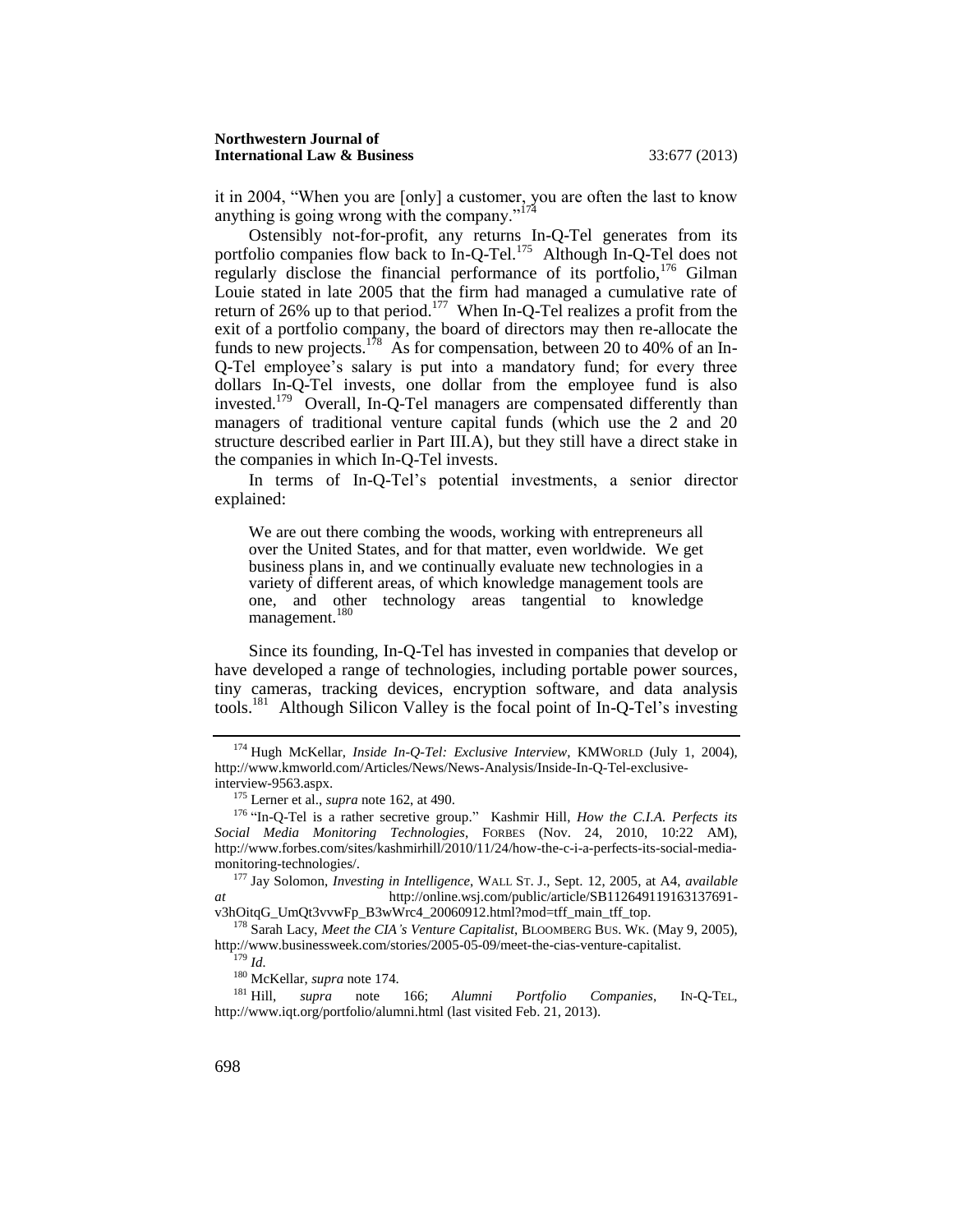it in 2004, "When you are [only] a customer, you are often the last to know anything is going wrong with the company."[174]

Ostensibly not-for-profit, any returns In-Q-Tel generates from its portfolio companies flow back to In-Q-Tel.[175] Although In-Q-Tel does not regularly disclose the financial performance of its portfolio,[176] Gilman Louie stated in late 2005 that the firm had managed a cumulative rate of return of 26% up to that period.[177] When In-Q-Tel realizes a profit from the exit of a portfolio company, the board of directors may then re-allocate the funds to new projects.[178] As for compensation, between 20 to 40% of an In-Q-Tel employee's salary is put into a mandatory fund; for every three dollars In-Q-Tel invests, one dollar from the employee fund is also invested.[179] Overall, In-Q-Tel managers are compensated differently than managers of traditional venture capital funds (which use the 2 and 20 structure described earlier in Part III.A), but they still have a direct stake in the companies in which In-Q-Tel invests.

In terms of In-Q-Tel's potential investments, a senior director explained:

> We are out there combing the woods, working with entrepreneurs all over the United States, and for that matter, even worldwide. We get business plans in, and we continually evaluate new technologies in a variety of different areas, of which knowledge management tools are one, and other technology areas tangential to knowledge management.[180]

Since its founding, In-Q-Tel has invested in companies that develop or have developed a range of technologies, including portable power sources, tiny cameras, tracking devices, encryption software, and data analysis tools.[181] Although Silicon Valley is the focal point of In-Q-Tel's investing

---

[174] Hugh McKellar, *Inside In-Q-Tel: Exclusive Interview*, KMWORLD (July 1, 2004), http://www.kmworld.com/Articles/News/News-Analysis/Inside-In-Q-Tel-exclusive-interview-9563.aspx.

[175] Lerner et al., *supra* note 162, at 490.

[176] "In-Q-Tel is a rather secretive group." Kashmir Hill, *How the C.I.A. Perfects its Social Media Monitoring Technologies*, FORBES (Nov. 24, 2010, 10:22 AM), http://www.forbes.com/sites/kashmirhill/2010/11/24/how-the-c-i-a-perfects-its-social-media-monitoring-technologies/.

[177] Jay Solomon, *Investing in Intelligence*, WALL ST. J., Sept. 12, 2005, at A4, *available at* http://online.wsj.com/public/article/SB112649119163137691-v3hOitqG_UmQt3vvwFp_B3wWrc4_20060912.html?mod=tff_main_tff_top.

[178] Sarah Lacy, *Meet the CIA's Venture Capitalist*, BLOOMBERG BUS. WK. (May 9, 2005), http://www.businessweek.com/stories/2005-05-09/meet-the-cias-venture-capitalist.

[179] *Id.*

[180] McKellar, *supra* note 174.

[181] Hill, *supra* note 166; *Alumni Portfolio Companies*, IN-Q-TEL, http://www.iqt.org/portfolio/alumni.html (last visited Feb. 21, 2013).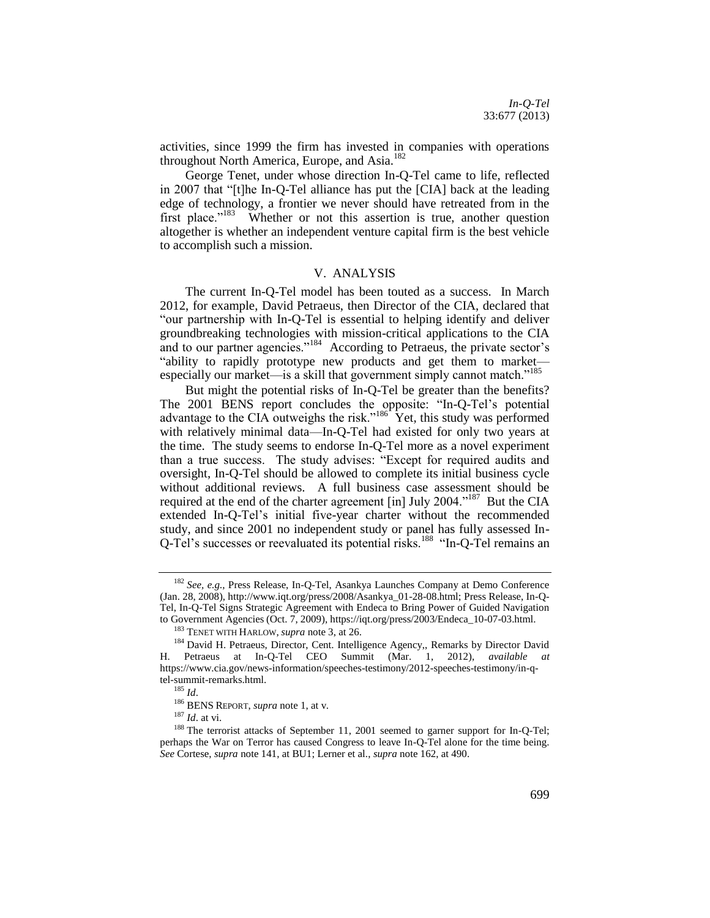activities, since 1999 the firm has invested in companies with operations throughout North America, Europe, and Asia.[182]

George Tenet, under whose direction In-Q-Tel came to life, reflected in 2007 that "[t]he In-Q-Tel alliance has put the [CIA] back at the leading edge of technology, a frontier we never should have retreated from in the first place."[183] Whether or not this assertion is true, another question altogether is whether an independent venture capital firm is the best vehicle to accomplish such a mission.

## V. ANALYSIS

The current In-Q-Tel model has been touted as a success. In March 2012, for example, David Petraeus, then Director of the CIA, declared that "our partnership with In-Q-Tel is essential to helping identify and deliver groundbreaking technologies with mission-critical applications to the CIA and to our partner agencies."[184] According to Petraeus, the private sector's "ability to rapidly prototype new products and get them to market—especially our market—is a skill that government simply cannot match."[185]

But might the potential risks of In-Q-Tel be greater than the benefits? The 2001 BENS report concludes the opposite: "In-Q-Tel's potential advantage to the CIA outweighs the risk."[186] Yet, this study was performed with relatively minimal data—In-Q-Tel had existed for only two years at the time. The study seems to endorse In-Q-Tel more as a novel experiment than a true success. The study advises: "Except for required audits and oversight, In-Q-Tel should be allowed to complete its initial business cycle without additional reviews. A full business case assessment should be required at the end of the charter agreement [in] July 2004."[187] But the CIA extended In-Q-Tel's initial five-year charter without the recommended study, and since 2001 no independent study or panel has fully assessed In-Q-Tel's successes or reevaluated its potential risks.[188] "In-Q-Tel remains an

---

[182] *See, e.g.*, Press Release, In-Q-Tel, Asankya Launches Company at Demo Conference (Jan. 28, 2008), http://www.iqt.org/press/2008/Asankya_01-28-08.html; Press Release, In-Q-Tel, In-Q-Tel Signs Strategic Agreement with Endeca to Bring Power of Guided Navigation to Government Agencies (Oct. 7, 2009), https://iqt.org/press/2003/Endeca_10-07-03.html.

[183] TENET WITH HARLOW, *supra* note 3, at 26.

[184] David H. Petraeus, Director, Cent. Intelligence Agency,, Remarks by Director David H. Petraeus at In-Q-Tel CEO Summit (Mar. 1, 2012), *available at* https://www.cia.gov/news-information/speeches-testimony/2012-speeches-testimony/in-q-tel-summit-remarks.html.

[185] *Id*.

[186] BENS REPORT, *supra* note 1, at v.

[187] *Id*. at vi.

[188] The terrorist attacks of September 11, 2001 seemed to garner support for In-Q-Tel; perhaps the War on Terror has caused Congress to leave In-Q-Tel alone for the time being. *See* Cortese, *supra* note 141, at BU1; Lerner et al., *supra* note 162, at 490.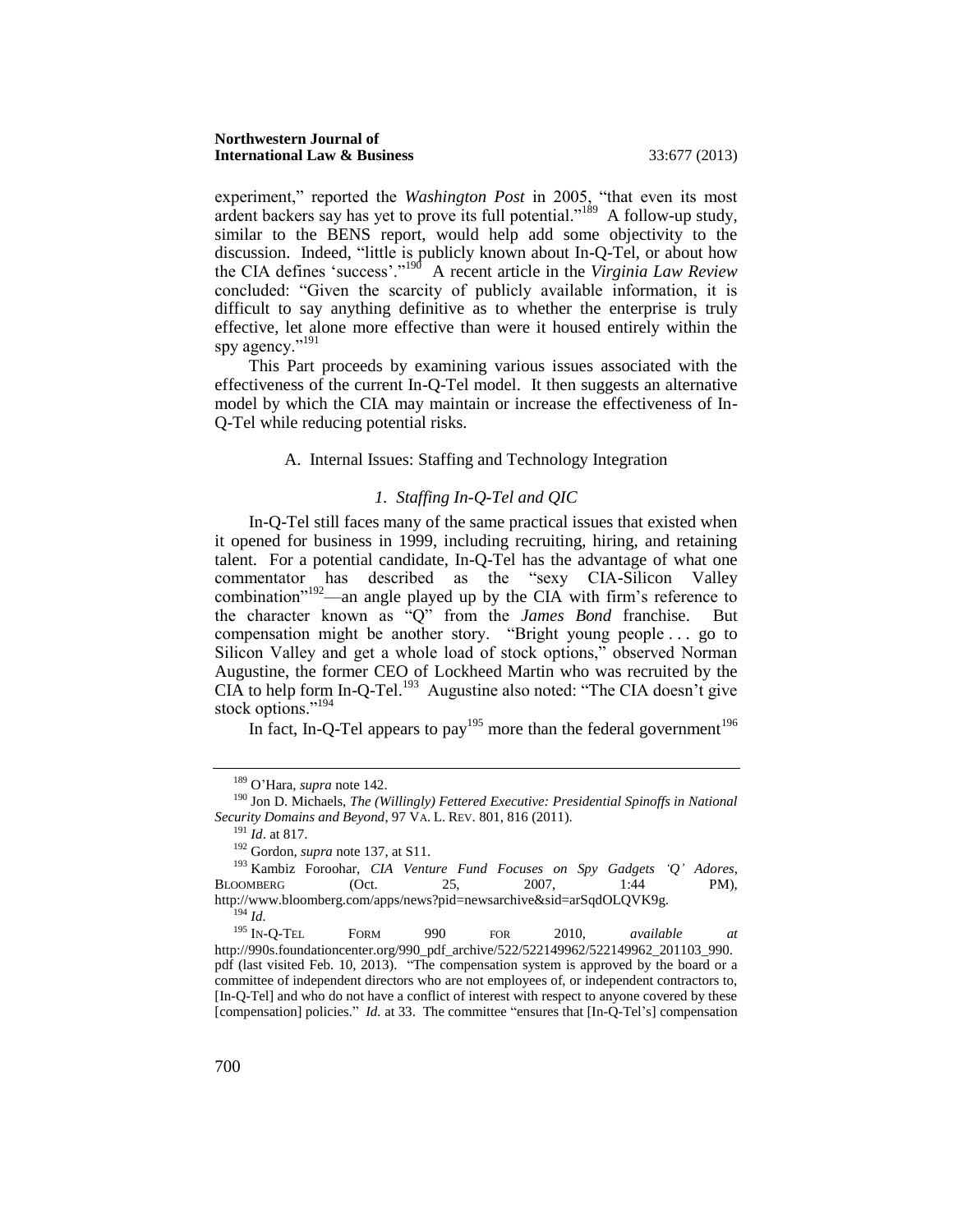experiment," reported the *Washington Post* in 2005, "that even its most ardent backers say has yet to prove its full potential."[189] A follow-up study, similar to the BENS report, would help add some objectivity to the discussion. Indeed, "little is publicly known about In-Q-Tel, or about how the CIA defines 'success'."[190] A recent article in the *Virginia Law Review* concluded: "Given the scarcity of publicly available information, it is difficult to say anything definitive as to whether the enterprise is truly effective, let alone more effective than were it housed entirely within the spy agency."[191]

This Part proceeds by examining various issues associated with the effectiveness of the current In-Q-Tel model. It then suggests an alternative model by which the CIA may maintain or increase the effectiveness of In-Q-Tel while reducing potential risks.

### A. Internal Issues: Staffing and Technology Integration

#### *1. Staffing In-Q-Tel and QIC*

In-Q-Tel still faces many of the same practical issues that existed when it opened for business in 1999, including recruiting, hiring, and retaining talent. For a potential candidate, In-Q-Tel has the advantage of what one commentator has described as the "sexy CIA-Silicon Valley combination"[192]—an angle played up by the CIA with firm's reference to the character known as "Q" from the *James Bond* franchise. But compensation might be another story. "Bright young people . . . go to Silicon Valley and get a whole load of stock options," observed Norman Augustine, the former CEO of Lockheed Martin who was recruited by the CIA to help form In-Q-Tel.[193] Augustine also noted: "The CIA doesn't give stock options."[194]

In fact, In-Q-Tel appears to pay[195] more than the federal government[196]

---

[189] O'Hara, *supra* note 142.

[190] Jon D. Michaels, *The (Willingly) Fettered Executive: Presidential Spinoffs in National Security Domains and Beyond*, 97 VA. L. REV. 801, 816 (2011).

[191] *Id*. at 817.

[192] Gordon, *supra* note 137, at S11.

[193] Kambiz Foroohar, *CIA Venture Fund Focuses on Spy Gadgets 'Q' Adores*, BLOOMBERG (Oct. 25, 2007, 1:44 PM), http://www.bloomberg.com/apps/news?pid=newsarchive&sid=arSqdOLQVK9g.

[194] *Id*.

[195] IN-Q-TEL FORM 990 FOR 2010, *available at* http://990s.foundationcenter.org/990_pdf_archive/522/522149962/522149962_201103_990.pdf (last visited Feb. 10, 2013). "The compensation system is approved by the board or a committee of independent directors who are not employees of, or independent contractors to, [In-Q-Tel] and who do not have a conflict of interest with respect to anyone covered by these [compensation] policies." *Id.* at 33. The committee "ensures that [In-Q-Tel's] compensation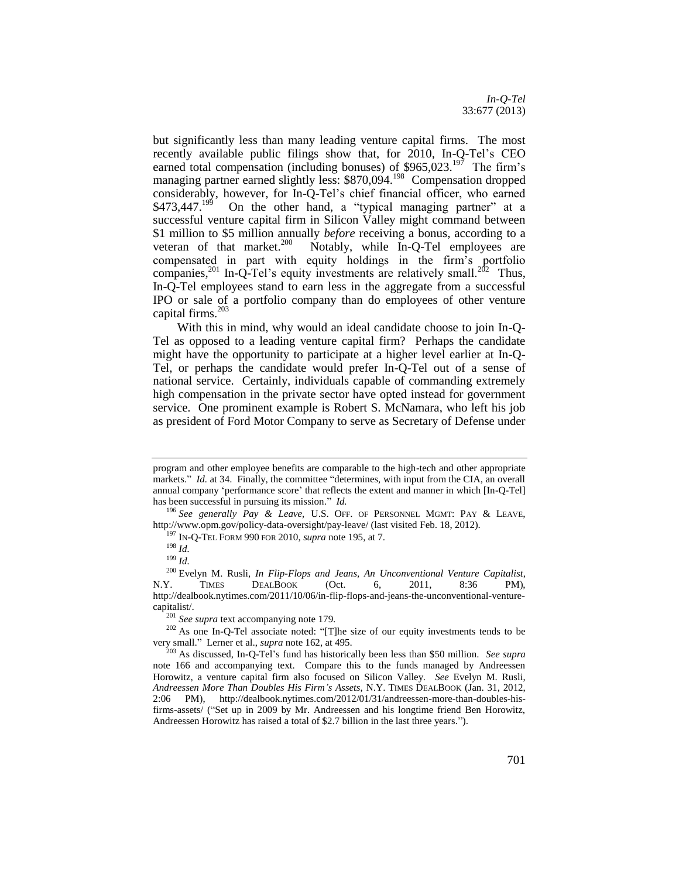but significantly less than many leading venture capital firms. The most recently available public filings show that, for 2010, In-Q-Tel's CEO earned total compensation (including bonuses) of $965,023.[197] The firm's managing partner earned slightly less: $870,094.[198] Compensation dropped considerably, however, for In-Q-Tel's chief financial officer, who earned $473,447.[199] On the other hand, a "typical managing partner" at a successful venture capital firm in Silicon Valley might command between $1 million to $5 million annually *before* receiving a bonus, according to a veteran of that market.[200] Notably, while In-Q-Tel employees are compensated in part with equity holdings in the firm's portfolio companies,[201] In-Q-Tel's equity investments are relatively small.[202] Thus, In-Q-Tel employees stand to earn less in the aggregate from a successful IPO or sale of a portfolio company than do employees of other venture capital firms.[203]

With this in mind, why would an ideal candidate choose to join In-Q-Tel as opposed to a leading venture capital firm? Perhaps the candidate might have the opportunity to participate at a higher level earlier at In-Q-Tel, or perhaps the candidate would prefer In-Q-Tel out of a sense of national service. Certainly, individuals capable of commanding extremely high compensation in the private sector have opted instead for government service. One prominent example is Robert S. McNamara, who left his job as president of Ford Motor Company to serve as Secretary of Defense under

---

program and other employee benefits are comparable to the high-tech and other appropriate markets." *Id.* at 34. Finally, the committee "determines, with input from the CIA, an overall annual company 'performance score' that reflects the extent and manner in which [In-Q-Tel] has been successful in pursuing its mission." *Id.*

[196] *See generally Pay & Leave*, U.S. OFF. OF PERSONNEL MGMT: PAY & LEAVE, http://www.opm.gov/policy-data-oversight/pay-leave/ (last visited Feb. 18, 2012).

[197] IN-Q-TEL FORM 990 FOR 2010, *supra* note 195, at 7.

[198] *Id.*

[199] *Id.*

[200] Evelyn M. Rusli, *In Flip-Flops and Jeans, An Unconventional Venture Capitalist*, N.Y. TIMES DEALBOOK (Oct. 6, 2011, 8:36 PM), http://dealbook.nytimes.com/2011/10/06/in-flip-flops-and-jeans-the-unconventional-venture-capitalist/.

[201] *See supra* text accompanying note 179.

[202] As one In-Q-Tel associate noted: "[T]he size of our equity investments tends to be very small." Lerner et al., *supra* note 162, at 495.

[203] As discussed, In-Q-Tel's fund has historically been less than $50 million. *See supra* note 166 and accompanying text. Compare this to the funds managed by Andreessen Horowitz, a venture capital firm also focused on Silicon Valley. *See* Evelyn M. Rusli, *Andreessen More Than Doubles His Firm's Assets*, N.Y. TIMES DEALBOOK (Jan. 31, 2012, 2:06 PM), http://dealbook.nytimes.com/2012/01/31/andreessen-more-than-doubles-his-firms-assets/ ("Set up in 2009 by Mr. Andreessen and his longtime friend Ben Horowitz, Andreessen Horowitz has raised a total of $2.7 billion in the last three years.").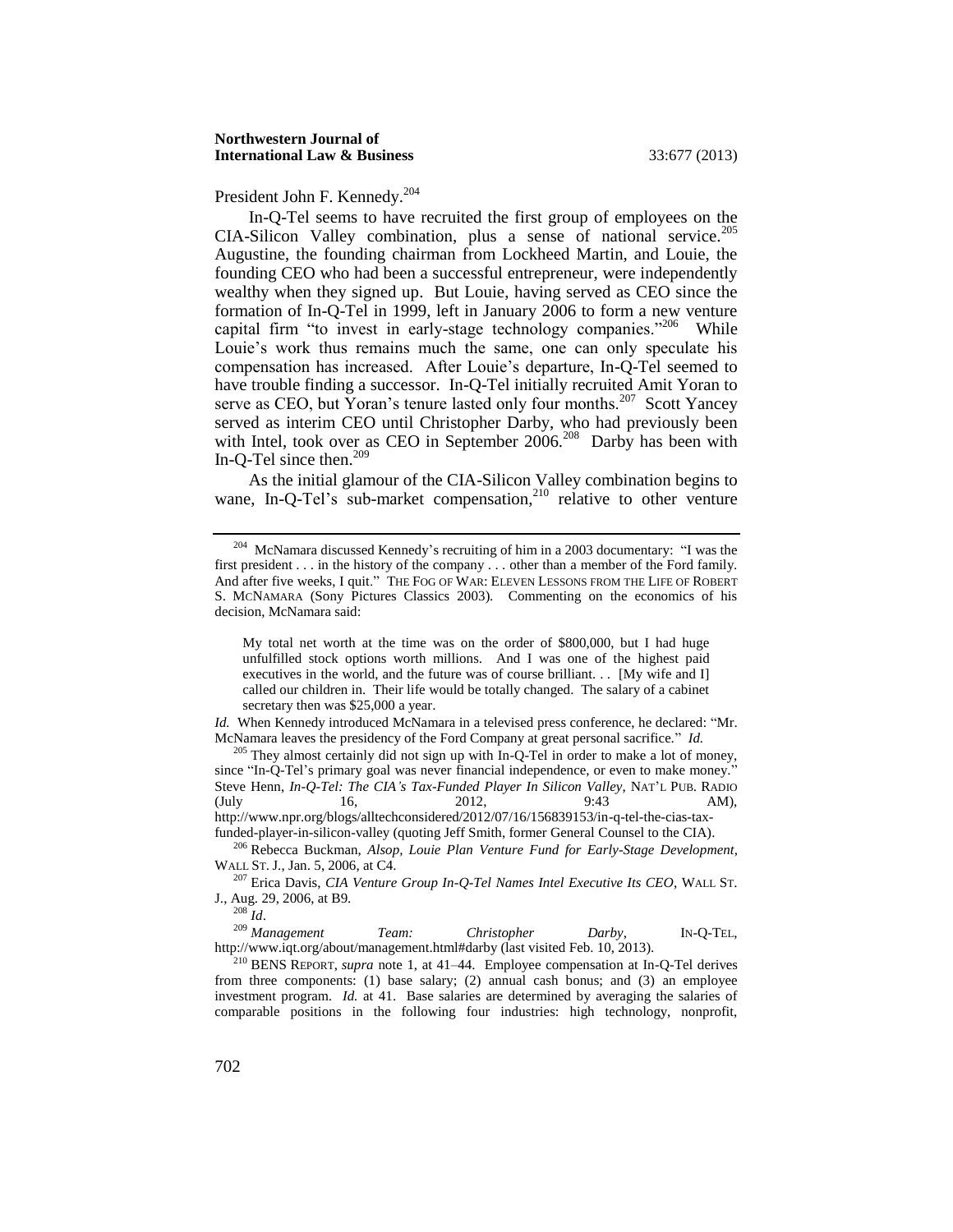President John F. Kennedy.[204]

In-Q-Tel seems to have recruited the first group of employees on the CIA-Silicon Valley combination, plus a sense of national service.[205] Augustine, the founding chairman from Lockheed Martin, and Louie, the founding CEO who had been a successful entrepreneur, were independently wealthy when they signed up. But Louie, having served as CEO since the formation of In-Q-Tel in 1999, left in January 2006 to form a new venture capital firm "to invest in early-stage technology companies."[206] While Louie's work thus remains much the same, one can only speculate his compensation has increased. After Louie's departure, In-Q-Tel seemed to have trouble finding a successor. In-Q-Tel initially recruited Amit Yoran to serve as CEO, but Yoran's tenure lasted only four months.[207] Scott Yancey served as interim CEO until Christopher Darby, who had previously been with Intel, took over as CEO in September 2006.[208] Darby has been with In-Q-Tel since then.[209]

As the initial glamour of the CIA-Silicon Valley combination begins to wane, In-Q-Tel's sub-market compensation,[210] relative to other venture

---

[204] McNamara discussed Kennedy's recruiting of him in a 2003 documentary: "I was the first president . . . in the history of the company . . . other than a member of the Ford family. And after five weeks, I quit." THE FOG OF WAR: ELEVEN LESSONS FROM THE LIFE OF ROBERT S. MCNAMARA (Sony Pictures Classics 2003). Commenting on the economics of his decision, McNamara said:

> My total net worth at the time was on the order of $800,000, but I had huge unfulfilled stock options worth millions. And I was one of the highest paid executives in the world, and the future was of course brilliant. . . [My wife and I] called our children in. Their life would be totally changed. The salary of a cabinet secretary then was $25,000 a year.

*Id.* When Kennedy introduced McNamara in a televised press conference, he declared: "Mr. McNamara leaves the presidency of the Ford Company at great personal sacrifice." *Id.*

[205] They almost certainly did not sign up with In-Q-Tel in order to make a lot of money, since "In-Q-Tel's primary goal was never financial independence, or even to make money." Steve Henn, *In-Q-Tel: The CIA's Tax-Funded Player In Silicon Valley*, NAT'L PUB. RADIO (July 16, 2012, 9:43 AM), http://www.npr.org/blogs/alltechconsidered/2012/07/16/156839153/in-q-tel-the-cias-tax-funded-player-in-silicon-valley (quoting Jeff Smith, former General Counsel to the CIA).

[206] Rebecca Buckman, *Alsop, Louie Plan Venture Fund for Early-Stage Development*, WALL ST. J., Jan. 5, 2006, at C4.

[207] Erica Davis, *CIA Venture Group In-Q-Tel Names Intel Executive Its CEO*, WALL ST. J., Aug. 29, 2006, at B9.

[208] *Id*.

[209] *Management Team: Christopher Darby*, IN-Q-TEL, http://www.iqt.org/about/management.html#darby (last visited Feb. 10, 2013).

[210] BENS REPORT, *supra* note 1, at 41–44. Employee compensation at In-Q-Tel derives from three components: (1) base salary; (2) annual cash bonus; and (3) an employee investment program. *Id.* at 41. Base salaries are determined by averaging the salaries of comparable positions in the following four industries: high technology, nonprofit,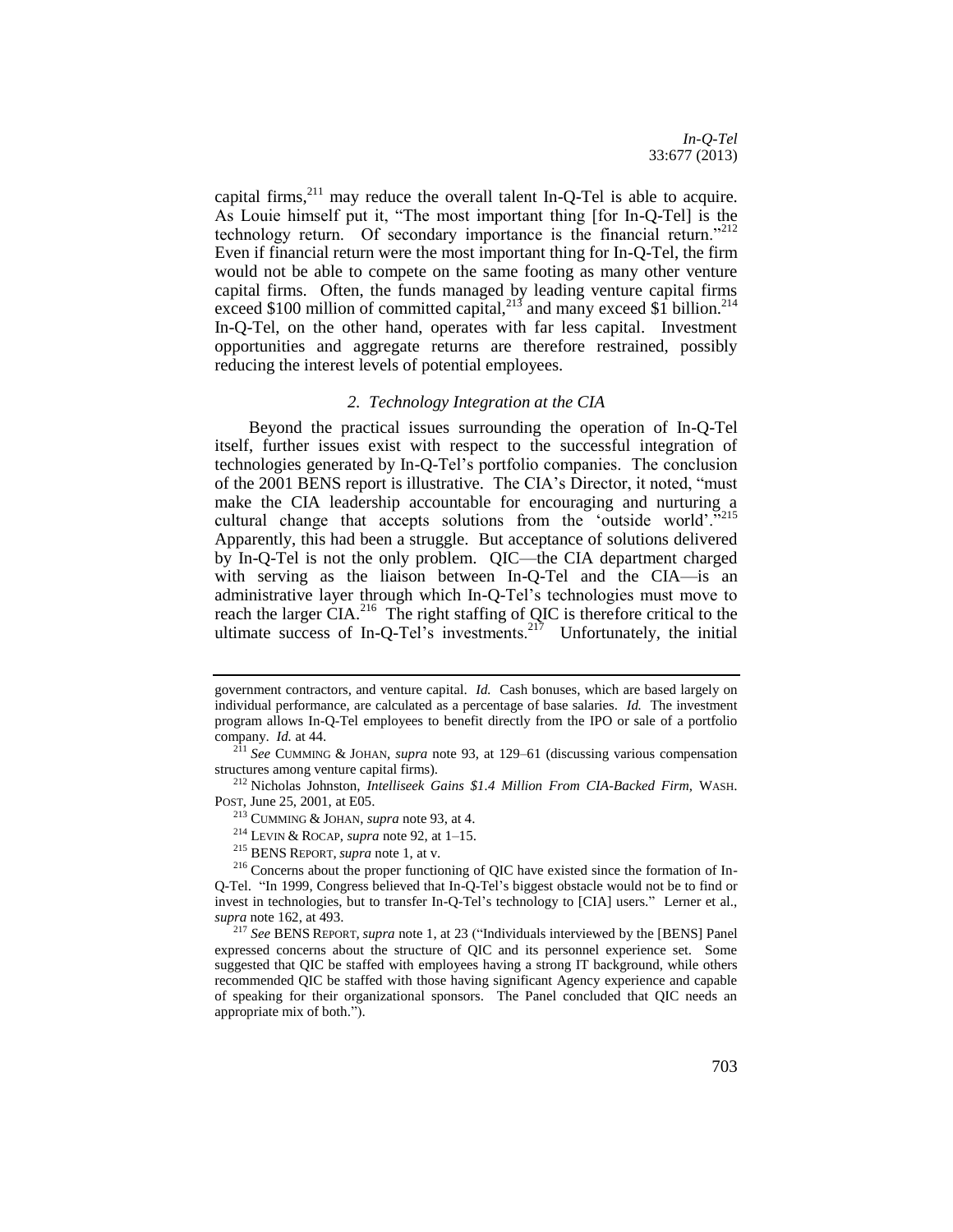capital firms,[211] may reduce the overall talent In-Q-Tel is able to acquire. As Louie himself put it, "The most important thing [for In-Q-Tel] is the technology return. Of secondary importance is the financial return."[212] Even if financial return were the most important thing for In-Q-Tel, the firm would not be able to compete on the same footing as many other venture capital firms. Often, the funds managed by leading venture capital firms exceed $100 million of committed capital,[213] and many exceed $1 billion.[214] In-Q-Tel, on the other hand, operates with far less capital. Investment opportunities and aggregate returns are therefore restrained, possibly reducing the interest levels of potential employees.

### *2. Technology Integration at the CIA*

Beyond the practical issues surrounding the operation of In-Q-Tel itself, further issues exist with respect to the successful integration of technologies generated by In-Q-Tel's portfolio companies. The conclusion of the 2001 BENS report is illustrative. The CIA's Director, it noted, "must make the CIA leadership accountable for encouraging and nurturing a cultural change that accepts solutions from the 'outside world'."[215] Apparently, this had been a struggle. But acceptance of solutions delivered by In-Q-Tel is not the only problem. QIC—the CIA department charged with serving as the liaison between In-Q-Tel and the CIA—is an administrative layer through which In-Q-Tel's technologies must move to reach the larger CIA.[216] The right staffing of QIC is therefore critical to the ultimate success of In-Q-Tel's investments.[217] Unfortunately, the initial

---

government contractors, and venture capital. *Id.* Cash bonuses, which are based largely on individual performance, are calculated as a percentage of base salaries. *Id.* The investment program allows In-Q-Tel employees to benefit directly from the IPO or sale of a portfolio company. *Id.* at 44.

[211] *See* CUMMING & JOHAN, *supra* note 93, at 129–61 (discussing various compensation structures among venture capital firms).

[212] Nicholas Johnston, *Intelliseek Gains $1.4 Million From CIA-Backed Firm*, WASH. POST, June 25, 2001, at E05.

[213] CUMMING & JOHAN, *supra* note 93, at 4.

[214] LEVIN & ROCAP, *supra* note 92, at 1–15.

[215] BENS REPORT, *supra* note 1, at v.

[216] Concerns about the proper functioning of QIC have existed since the formation of In-Q-Tel. "In 1999, Congress believed that In-Q-Tel's biggest obstacle would not be to find or invest in technologies, but to transfer In-Q-Tel's technology to [CIA] users." Lerner et al., *supra* note 162, at 493.

[217] *See* BENS REPORT, *supra* note 1, at 23 ("Individuals interviewed by the [BENS] Panel expressed concerns about the structure of QIC and its personnel experience set. Some suggested that QIC be staffed with employees having a strong IT background, while others recommended QIC be staffed with those having significant Agency experience and capable of speaking for their organizational sponsors. The Panel concluded that QIC needs an appropriate mix of both.").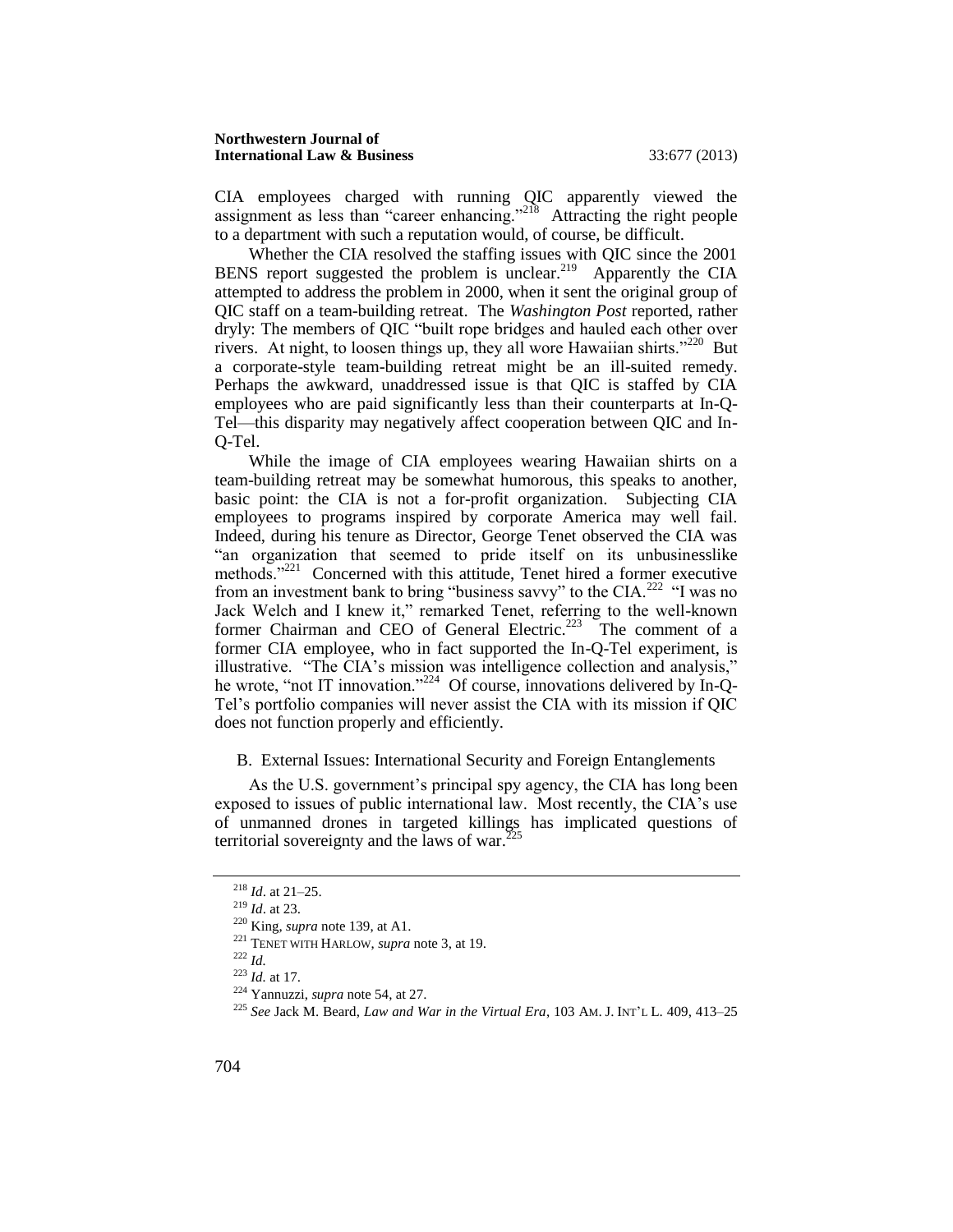CIA employees charged with running QIC apparently viewed the assignment as less than "career enhancing."[218] Attracting the right people to a department with such a reputation would, of course, be difficult.

Whether the CIA resolved the staffing issues with QIC since the 2001 BENS report suggested the problem is unclear.[219] Apparently the CIA attempted to address the problem in 2000, when it sent the original group of QIC staff on a team-building retreat. The *Washington Post* reported, rather dryly: The members of QIC "built rope bridges and hauled each other over rivers. At night, to loosen things up, they all wore Hawaiian shirts."[220] But a corporate-style team-building retreat might be an ill-suited remedy. Perhaps the awkward, unaddressed issue is that QIC is staffed by CIA employees who are paid significantly less than their counterparts at In-Q-Tel—this disparity may negatively affect cooperation between QIC and In-Q-Tel.

While the image of CIA employees wearing Hawaiian shirts on a team-building retreat may be somewhat humorous, this speaks to another, basic point: the CIA is not a for-profit organization. Subjecting CIA employees to programs inspired by corporate America may well fail. Indeed, during his tenure as Director, George Tenet observed the CIA was "an organization that seemed to pride itself on its unbusinesslike methods."[221] Concerned with this attitude, Tenet hired a former executive from an investment bank to bring "business savvy" to the CIA.[222] "I was no Jack Welch and I knew it," remarked Tenet, referring to the well-known former Chairman and CEO of General Electric.[223] The comment of a former CIA employee, who in fact supported the In-Q-Tel experiment, is illustrative. "The CIA's mission was intelligence collection and analysis," he wrote, "not IT innovation."[224] Of course, innovations delivered by In-Q-Tel's portfolio companies will never assist the CIA with its mission if QIC does not function properly and efficiently.

### B. External Issues: International Security and Foreign Entanglements

As the U.S. government's principal spy agency, the CIA has long been exposed to issues of public international law. Most recently, the CIA's use of unmanned drones in targeted killings has implicated questions of territorial sovereignty and the laws of war.[225]

---

[218] *Id*. at 21–25.

[219] *Id*. at 23.

[220] King, *supra* note 139, at A1.

[221] TENET WITH HARLOW, *supra* note 3, at 19.

[222] *Id.*

[223] *Id.* at 17.

[224] Yannuzzi, *supra* note 54, at 27.

[225] *See* Jack M. Beard, *Law and War in the Virtual Era*, 103 AM. J. INT'L L. 409, 413–25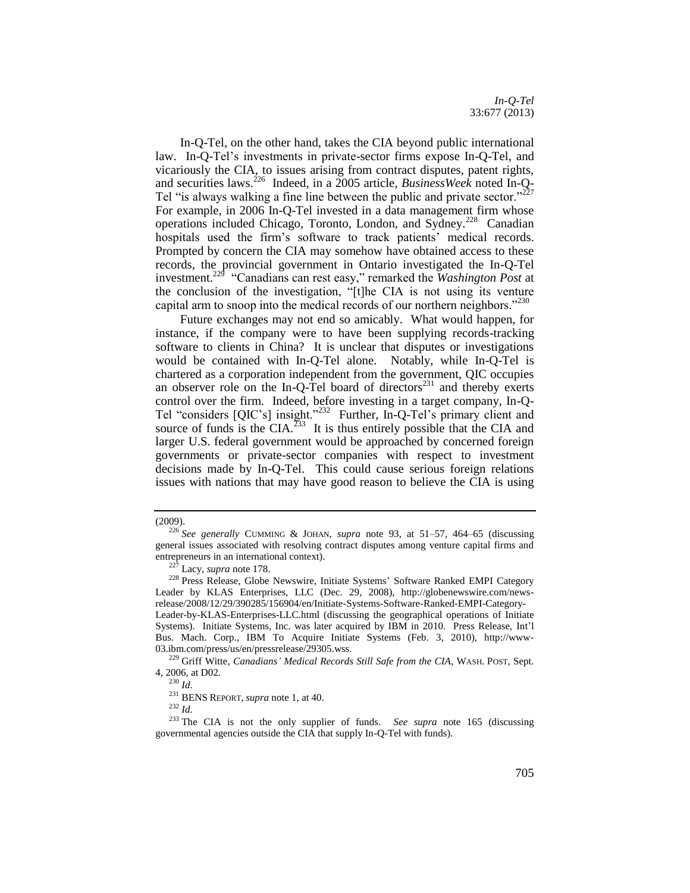In-Q-Tel, on the other hand, takes the CIA beyond public international law. In-Q-Tel's investments in private-sector firms expose In-Q-Tel, and vicariously the CIA, to issues arising from contract disputes, patent rights, and securities laws.[226] Indeed, in a 2005 article, *BusinessWeek* noted In-Q-Tel "is always walking a fine line between the public and private sector."[227] For example, in 2006 In-Q-Tel invested in a data management firm whose operations included Chicago, Toronto, London, and Sydney.[228] Canadian hospitals used the firm's software to track patients' medical records. Prompted by concern the CIA may somehow have obtained access to these records, the provincial government in Ontario investigated the In-Q-Tel investment.[229] "Canadians can rest easy," remarked the *Washington Post* at the conclusion of the investigation, "[t]he CIA is not using its venture capital arm to snoop into the medical records of our northern neighbors."[230]

Future exchanges may not end so amicably. What would happen, for instance, if the company were to have been supplying records-tracking software to clients in China? It is unclear that disputes or investigations would be contained with In-Q-Tel alone. Notably, while In-Q-Tel is chartered as a corporation independent from the government, QIC occupies an observer role on the In-Q-Tel board of directors[231] and thereby exerts control over the firm. Indeed, before investing in a target company, In-Q-Tel "considers [QIC's] insight."[232] Further, In-Q-Tel's primary client and source of funds is the CIA.[233] It is thus entirely possible that the CIA and larger U.S. federal government would be approached by concerned foreign governments or private-sector companies with respect to investment decisions made by In-Q-Tel. This could cause serious foreign relations issues with nations that may have good reason to believe the CIA is using

---

(2009).

[226] *See generally* CUMMING & JOHAN, *supra* note 93, at 51–57, 464–65 (discussing general issues associated with resolving contract disputes among venture capital firms and entrepreneurs in an international context).

[227] Lacy, *supra* note 178.

[228] Press Release, Globe Newswire, Initiate Systems' Software Ranked EMPI Category Leader by KLAS Enterprises, LLC (Dec. 29, 2008), http://globenewswire.com/news-release/2008/12/29/390285/156904/en/Initiate-Systems-Software-Ranked-EMPI-Category-Leader-by-KLAS-Enterprises-LLC.html (discussing the geographical operations of Initiate Systems). Initiate Systems, Inc. was later acquired by IBM in 2010. Press Release, Int'l Bus. Mach. Corp., IBM To Acquire Initiate Systems (Feb. 3, 2010), http://www-03.ibm.com/press/us/en/pressrelease/29305.wss.

[229] Griff Witte, *Canadians' Medical Records Still Safe from the CIA*, WASH. POST, Sept. 4, 2006, at D02.

[230] *Id.*

[231] BENS REPORT, *supra* note 1, at 40.

[232] *Id.*

[233] The CIA is not the only supplier of funds. *See supra* note 165 (discussing governmental agencies outside the CIA that supply In-Q-Tel with funds).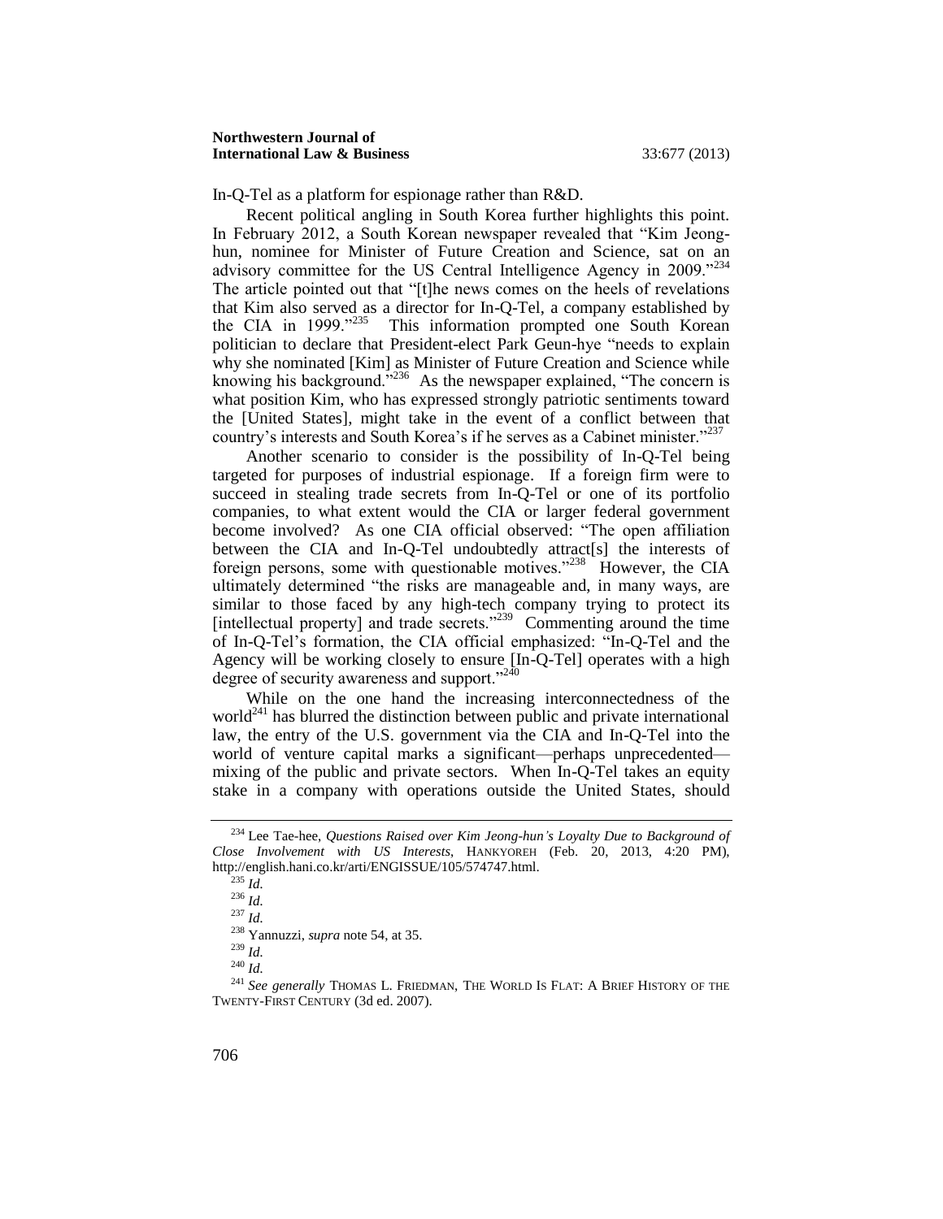In-Q-Tel as a platform for espionage rather than R&D.

Recent political angling in South Korea further highlights this point. In February 2012, a South Korean newspaper revealed that "Kim Jeong-hun, nominee for Minister of Future Creation and Science, sat on an advisory committee for the US Central Intelligence Agency in 2009."[234] The article pointed out that "[t]he news comes on the heels of revelations that Kim also served as a director for In-Q-Tel, a company established by the CIA in 1999."[235] This information prompted one South Korean politician to declare that President-elect Park Geun-hye "needs to explain why she nominated [Kim] as Minister of Future Creation and Science while knowing his background."[236] As the newspaper explained, "The concern is what position Kim, who has expressed strongly patriotic sentiments toward the [United States], might take in the event of a conflict between that country's interests and South Korea's if he serves as a Cabinet minister."[237]

Another scenario to consider is the possibility of In-Q-Tel being targeted for purposes of industrial espionage. If a foreign firm were to succeed in stealing trade secrets from In-Q-Tel or one of its portfolio companies, to what extent would the CIA or larger federal government become involved? As one CIA official observed: "The open affiliation between the CIA and In-Q-Tel undoubtedly attract[s] the interests of foreign persons, some with questionable motives."[238] However, the CIA ultimately determined "the risks are manageable and, in many ways, are similar to those faced by any high-tech company trying to protect its [intellectual property] and trade secrets."[239] Commenting around the time of In-Q-Tel's formation, the CIA official emphasized: "In-Q-Tel and the Agency will be working closely to ensure [In-Q-Tel] operates with a high degree of security awareness and support."[240]

While on the one hand the increasing interconnectedness of the world[241] has blurred the distinction between public and private international law, the entry of the U.S. government via the CIA and In-Q-Tel into the world of venture capital marks a significant—perhaps unprecedented—mixing of the public and private sectors. When In-Q-Tel takes an equity stake in a company with operations outside the United States, should

---

[234] Lee Tae-hee, *Questions Raised over Kim Jeong-hun's Loyalty Due to Background of Close Involvement with US Interests*, HANKYOREH (Feb. 20, 2013, 4:20 PM), http://english.hani.co.kr/arti/ENGISSUE/105/574747.html.

[235] *Id.*

[236] *Id.*

[237] *Id.*

[238] Yannuzzi, *supra* note 54, at 35.

[239] *Id.*

[240] *Id.*

[241] *See generally* THOMAS L. FRIEDMAN, THE WORLD IS FLAT: A BRIEF HISTORY OF THE TWENTY-FIRST CENTURY (3d ed. 2007).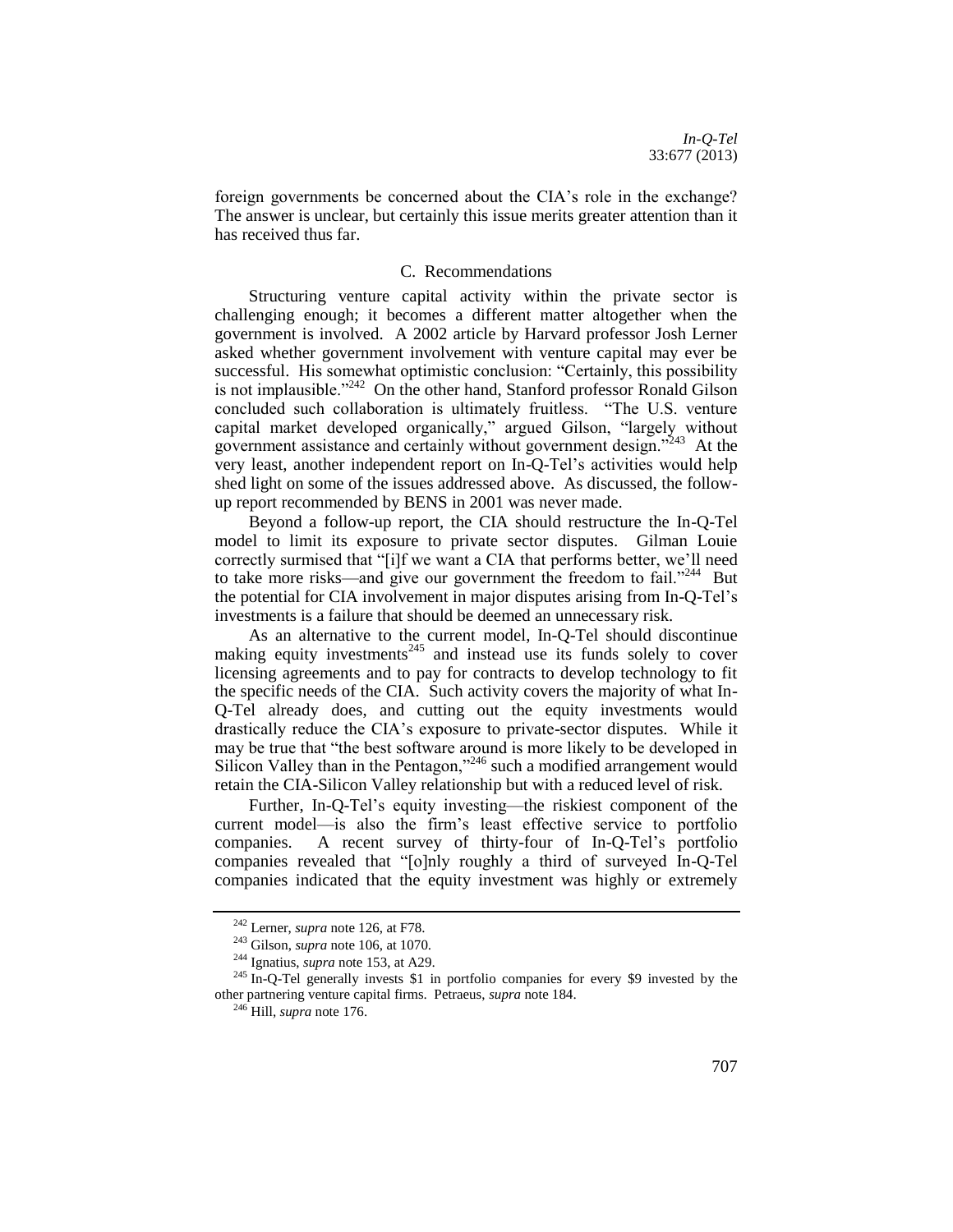foreign governments be concerned about the CIA's role in the exchange? The answer is unclear, but certainly this issue merits greater attention than it has received thus far.

### C. Recommendations

Structuring venture capital activity within the private sector is challenging enough; it becomes a different matter altogether when the government is involved. A 2002 article by Harvard professor Josh Lerner asked whether government involvement with venture capital may ever be successful. His somewhat optimistic conclusion: "Certainly, this possibility is not implausible."[242] On the other hand, Stanford professor Ronald Gilson concluded such collaboration is ultimately fruitless. "The U.S. venture capital market developed organically," argued Gilson, "largely without government assistance and certainly without government design."[243] At the very least, another independent report on In-Q-Tel's activities would help shed light on some of the issues addressed above. As discussed, the follow-up report recommended by BENS in 2001 was never made.

Beyond a follow-up report, the CIA should restructure the In-Q-Tel model to limit its exposure to private sector disputes. Gilman Louie correctly surmised that "[i]f we want a CIA that performs better, we'll need to take more risks—and give our government the freedom to fail."[244] But the potential for CIA involvement in major disputes arising from In-Q-Tel's investments is a failure that should be deemed an unnecessary risk.

As an alternative to the current model, In-Q-Tel should discontinue making equity investments[245] and instead use its funds solely to cover licensing agreements and to pay for contracts to develop technology to fit the specific needs of the CIA. Such activity covers the majority of what In-Q-Tel already does, and cutting out the equity investments would drastically reduce the CIA's exposure to private-sector disputes. While it may be true that "the best software around is more likely to be developed in Silicon Valley than in the Pentagon,"[246] such a modified arrangement would retain the CIA-Silicon Valley relationship but with a reduced level of risk.

Further, In-Q-Tel's equity investing—the riskiest component of the current model—is also the firm's least effective service to portfolio companies. A recent survey of thirty-four of In-Q-Tel's portfolio companies revealed that "[o]nly roughly a third of surveyed In-Q-Tel companies indicated that the equity investment was highly or extremely

---

[242] Lerner, *supra* note 126, at F78.

[243] Gilson, *supra* note 106, at 1070.

[244] Ignatius, *supra* note 153, at A29.

[245] In-Q-Tel generally invests \$1 in portfolio companies for every \$9 invested by the other partnering venture capital firms. Petraeus, *supra* note 184.

[246] Hill, *supra* note 176.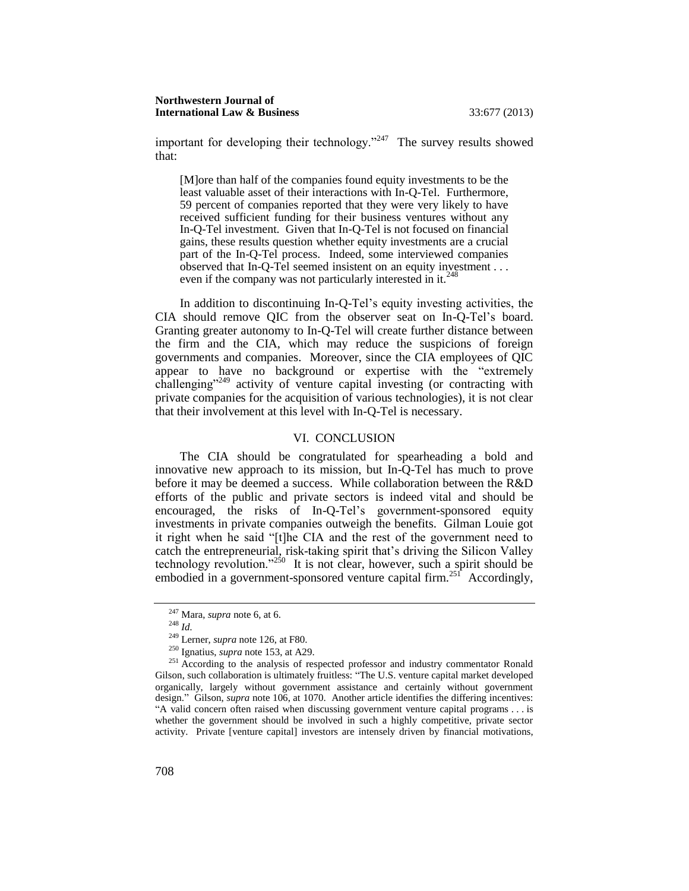important for developing their technology."[247] The survey results showed that:

> [M]ore than half of the companies found equity investments to be the least valuable asset of their interactions with In-Q-Tel. Furthermore, 59 percent of companies reported that they were very likely to have received sufficient funding for their business ventures without any In-Q-Tel investment. Given that In-Q-Tel is not focused on financial gains, these results question whether equity investments are a crucial part of the In-Q-Tel process. Indeed, some interviewed companies observed that In-Q-Tel seemed insistent on an equity investment . . . even if the company was not particularly interested in it.[248]

In addition to discontinuing In-Q-Tel's equity investing activities, the CIA should remove QIC from the observer seat on In-Q-Tel's board. Granting greater autonomy to In-Q-Tel will create further distance between the firm and the CIA, which may reduce the suspicions of foreign governments and companies. Moreover, since the CIA employees of QIC appear to have no background or expertise with the "extremely challenging"[249] activity of venture capital investing (or contracting with private companies for the acquisition of various technologies), it is not clear that their involvement at this level with In-Q-Tel is necessary.

## VI. CONCLUSION

The CIA should be congratulated for spearheading a bold and innovative new approach to its mission, but In-Q-Tel has much to prove before it may be deemed a success. While collaboration between the R&D efforts of the public and private sectors is indeed vital and should be encouraged, the risks of In-Q-Tel's government-sponsored equity investments in private companies outweigh the benefits. Gilman Louie got it right when he said "[t]he CIA and the rest of the government need to catch the entrepreneurial, risk-taking spirit that's driving the Silicon Valley technology revolution."[250] It is not clear, however, such a spirit should be embodied in a government-sponsored venture capital firm.[251] Accordingly,

---

[247] Mara, *supra* note 6, at 6.

[248] *Id.*

[249] Lerner, *supra* note 126, at F80.

[250] Ignatius, *supra* note 153, at A29.

[251] According to the analysis of respected professor and industry commentator Ronald Gilson, such collaboration is ultimately fruitless: "The U.S. venture capital market developed organically, largely without government assistance and certainly without government design." Gilson, *supra* note 106, at 1070. Another article identifies the differing incentives: "A valid concern often raised when discussing government venture capital programs . . . is whether the government should be involved in such a highly competitive, private sector activity. Private [venture capital] investors are intensely driven by financial motivations,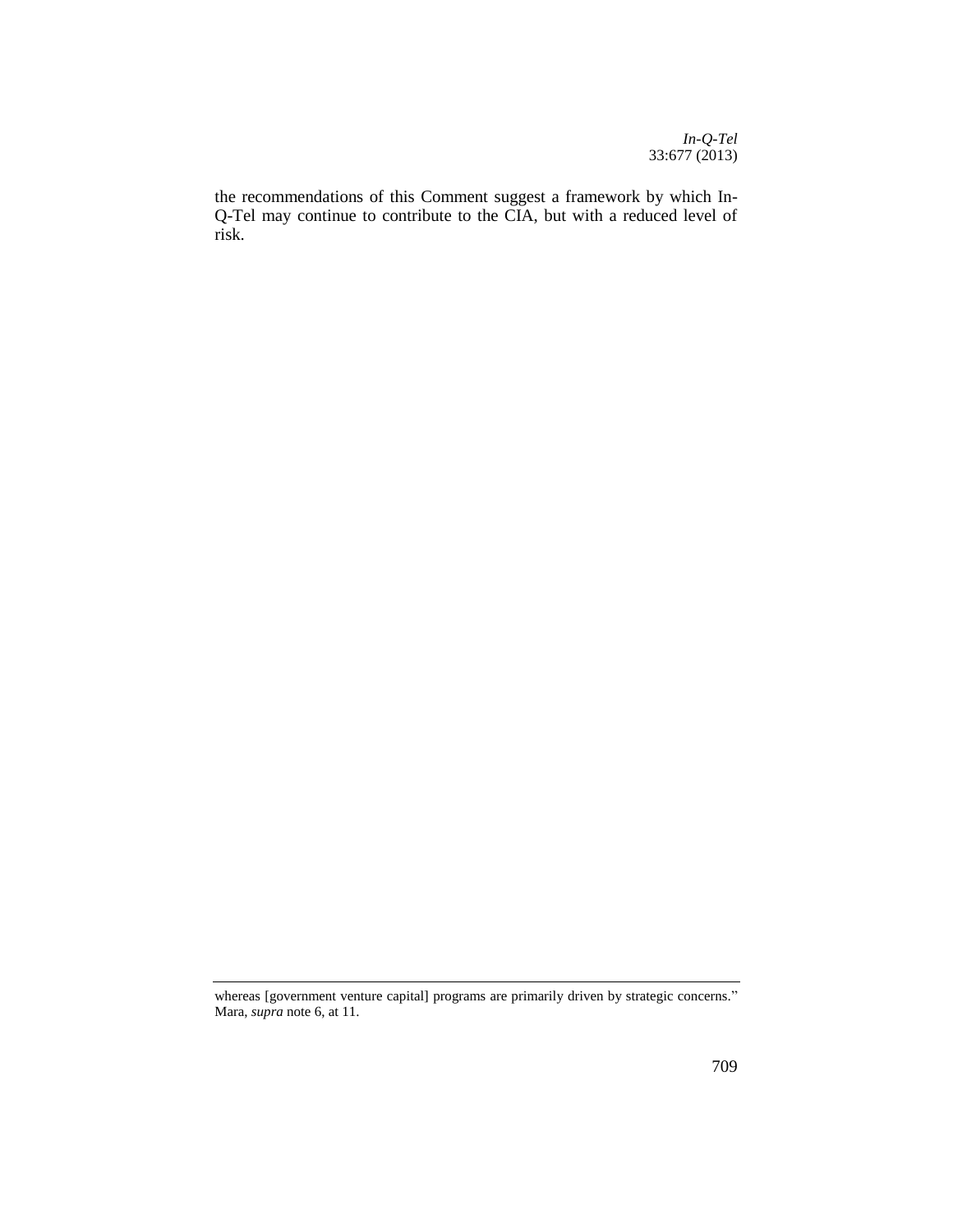the recommendations of this Comment suggest a framework by which In-Q-Tel may continue to contribute to the CIA, but with a reduced level of risk.

---

whereas [government venture capital] programs are primarily driven by strategic concerns." Mara, *supra* note 6, at 11.